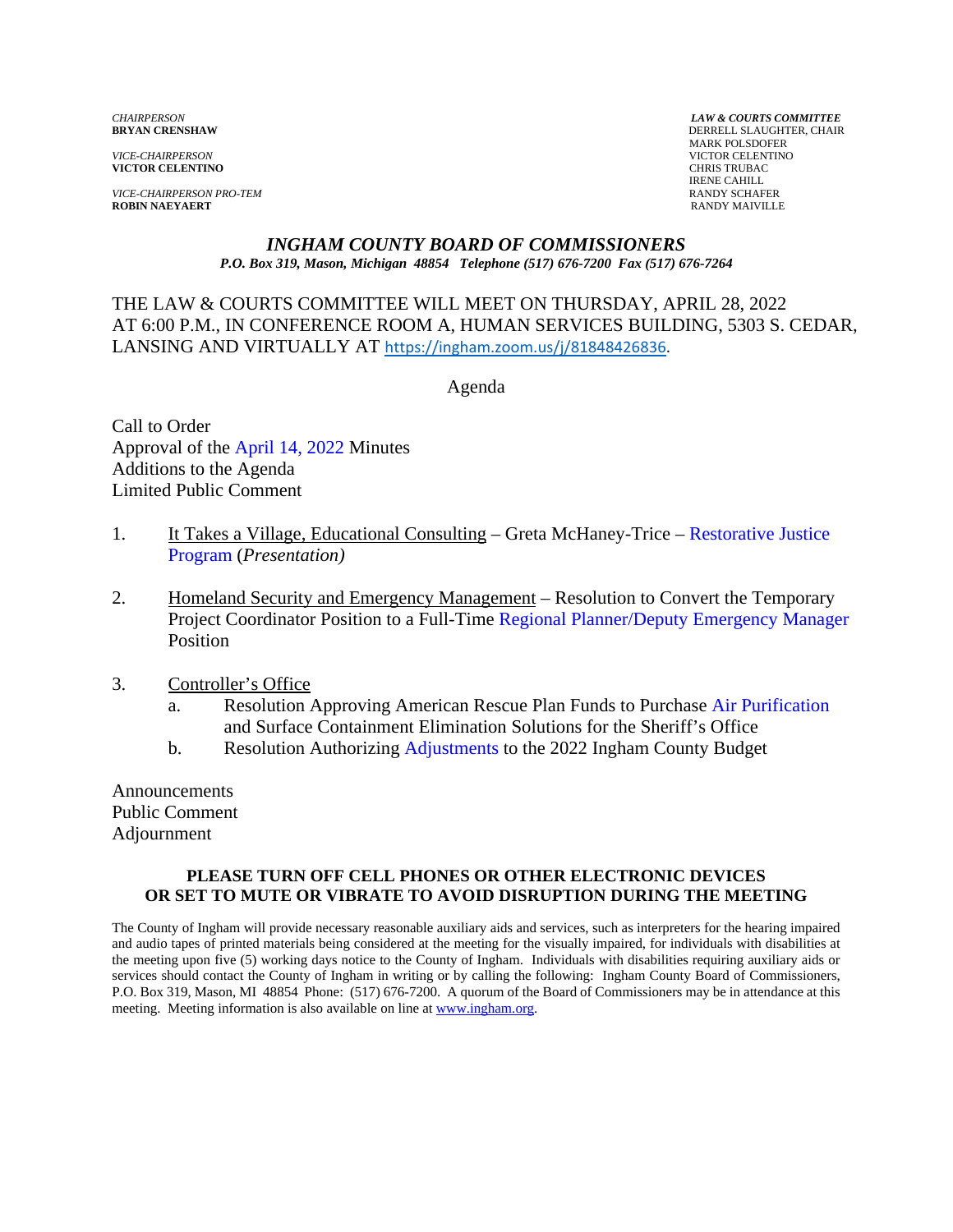*CHAIRPERSON*
**BRYAN CRENSHAW**

*VICE-CHAIRPERSON*
**VICTOR CELENTINO**

*VICE-CHAIRPERSON PRO-TEM*
**ROBIN NAEYAERT**

***LAW & COURTS COMMITTEE***
DERRELL SLAUGHTER, CHAIR
MARK POLSDOFER
VICTOR CELENTINO
CHRIS TRUBAC
IRENE CAHILL
RANDY SCHAFER
RANDY MAIVILLE

# *INGHAM COUNTY BOARD OF COMMISSIONERS*

***P.O. Box 319, Mason, Michigan 48854 Telephone (517) 676-7200 Fax (517) 676-7264***

THE LAW & COURTS COMMITTEE WILL MEET ON THURSDAY, APRIL 28, 2022 AT 6:00 P.M., IN CONFERENCE ROOM A, HUMAN SERVICES BUILDING, 5303 S. CEDAR, LANSING AND VIRTUALLY AT https://ingham.zoom.us/j/81848426836.

Agenda

Call to Order
Approval of the April 14, 2022 Minutes
Additions to the Agenda
Limited Public Comment

1. It Takes a Village, Educational Consulting – Greta McHaney-Trice – Restorative Justice Program (*Presentation)*

2. Homeland Security and Emergency Management – Resolution to Convert the Temporary Project Coordinator Position to a Full-Time Regional Planner/Deputy Emergency Manager Position

3. Controller's Office
   a. Resolution Approving American Rescue Plan Funds to Purchase Air Purification and Surface Containment Elimination Solutions for the Sheriff's Office
   b. Resolution Authorizing Adjustments to the 2022 Ingham County Budget

Announcements
Public Comment
Adjournment

**PLEASE TURN OFF CELL PHONES OR OTHER ELECTRONIC DEVICES OR SET TO MUTE OR VIBRATE TO AVOID DISRUPTION DURING THE MEETING**

The County of Ingham will provide necessary reasonable auxiliary aids and services, such as interpreters for the hearing impaired and audio tapes of printed materials being considered at the meeting for the visually impaired, for individuals with disabilities at the meeting upon five (5) working days notice to the County of Ingham. Individuals with disabilities requiring auxiliary aids or services should contact the County of Ingham in writing or by calling the following: Ingham County Board of Commissioners, P.O. Box 319, Mason, MI 48854 Phone: (517) 676-7200. A quorum of the Board of Commissioners may be in attendance at this meeting. Meeting information is also available on line at www.ingham.org.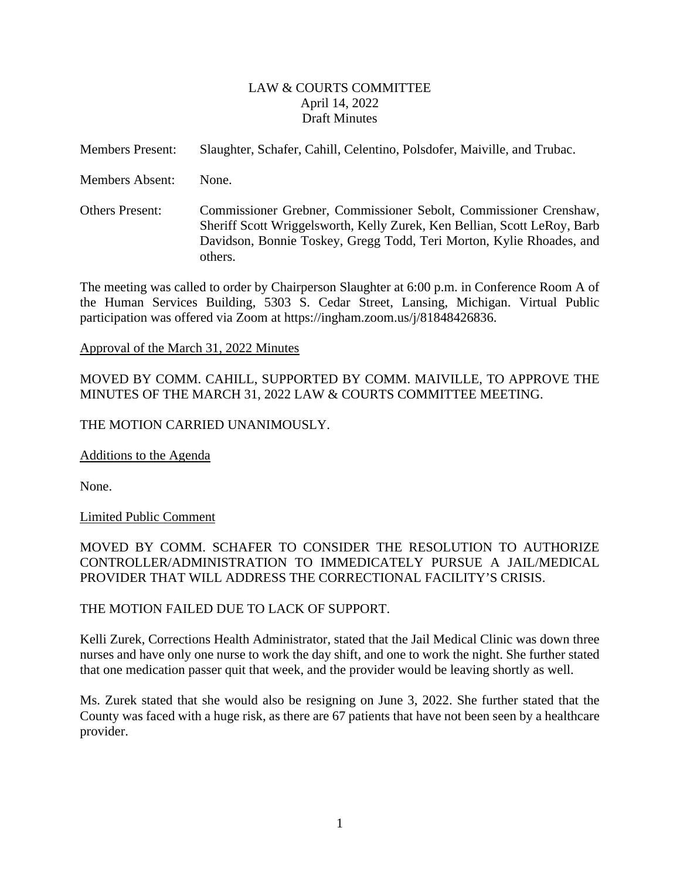# LAW & COURTS COMMITTEE
April 14, 2022
Draft Minutes

Members Present: Slaughter, Schafer, Cahill, Celentino, Polsdofer, Maiville, and Trubac.

Members Absent: None.

Others Present: Commissioner Grebner, Commissioner Sebolt, Commissioner Crenshaw, Sheriff Scott Wriggelsworth, Kelly Zurek, Ken Bellian, Scott LeRoy, Barb Davidson, Bonnie Toskey, Gregg Todd, Teri Morton, Kylie Rhoades, and others.

The meeting was called to order by Chairperson Slaughter at 6:00 p.m. in Conference Room A of the Human Services Building, 5303 S. Cedar Street, Lansing, Michigan. Virtual Public participation was offered via Zoom at https://ingham.zoom.us/j/81848426836.

Approval of the March 31, 2022 Minutes

MOVED BY COMM. CAHILL, SUPPORTED BY COMM. MAIVILLE, TO APPROVE THE MINUTES OF THE MARCH 31, 2022 LAW & COURTS COMMITTEE MEETING.

THE MOTION CARRIED UNANIMOUSLY.

Additions to the Agenda

None.

Limited Public Comment

MOVED BY COMM. SCHAFER TO CONSIDER THE RESOLUTION TO AUTHORIZE CONTROLLER/ADMINISTRATION TO IMMEDICATELY PURSUE A JAIL/MEDICAL PROVIDER THAT WILL ADDRESS THE CORRECTIONAL FACILITY'S CRISIS.

THE MOTION FAILED DUE TO LACK OF SUPPORT.

Kelli Zurek, Corrections Health Administrator, stated that the Jail Medical Clinic was down three nurses and have only one nurse to work the day shift, and one to work the night. She further stated that one medication passer quit that week, and the provider would be leaving shortly as well.

Ms. Zurek stated that she would also be resigning on June 3, 2022. She further stated that the County was faced with a huge risk, as there are 67 patients that have not been seen by a healthcare provider.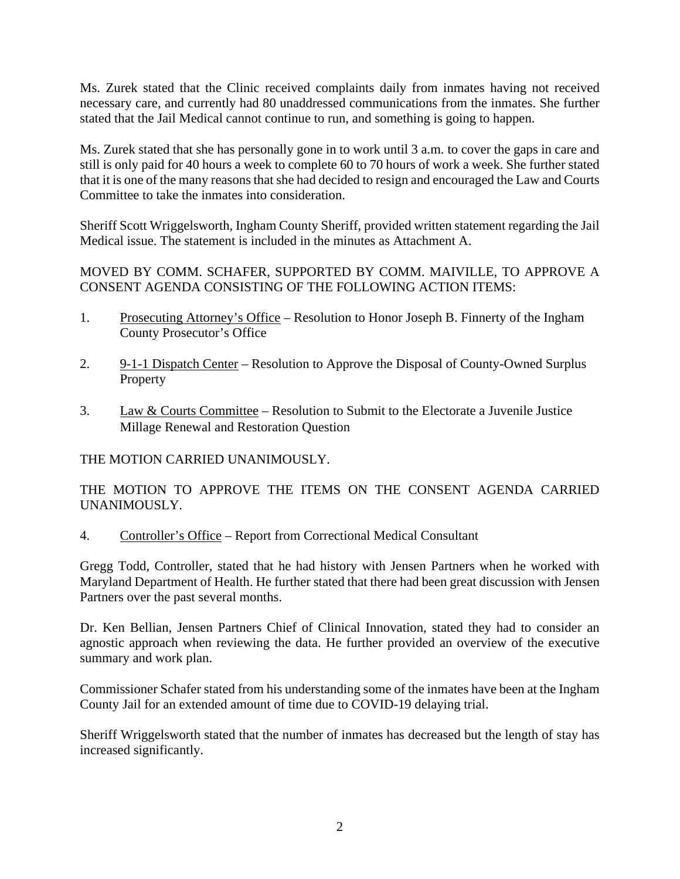Ms. Zurek stated that the Clinic received complaints daily from inmates having not received necessary care, and currently had 80 unaddressed communications from the inmates. She further stated that the Jail Medical cannot continue to run, and something is going to happen.

Ms. Zurek stated that she has personally gone in to work until 3 a.m. to cover the gaps in care and still is only paid for 40 hours a week to complete 60 to 70 hours of work a week. She further stated that it is one of the many reasons that she had decided to resign and encouraged the Law and Courts Committee to take the inmates into consideration.

Sheriff Scott Wriggelsworth, Ingham County Sheriff, provided written statement regarding the Jail Medical issue. The statement is included in the minutes as Attachment A.

MOVED BY COMM. SCHAFER, SUPPORTED BY COMM. MAIVILLE, TO APPROVE A CONSENT AGENDA CONSISTING OF THE FOLLOWING ACTION ITEMS:

1. Prosecuting Attorney's Office – Resolution to Honor Joseph B. Finnerty of the Ingham County Prosecutor's Office

2. 9-1-1 Dispatch Center – Resolution to Approve the Disposal of County-Owned Surplus Property

3. Law & Courts Committee – Resolution to Submit to the Electorate a Juvenile Justice Millage Renewal and Restoration Question

THE MOTION CARRIED UNANIMOUSLY.

THE MOTION TO APPROVE THE ITEMS ON THE CONSENT AGENDA CARRIED UNANIMOUSLY.

4. Controller's Office – Report from Correctional Medical Consultant

Gregg Todd, Controller, stated that he had history with Jensen Partners when he worked with Maryland Department of Health. He further stated that there had been great discussion with Jensen Partners over the past several months.

Dr. Ken Bellian, Jensen Partners Chief of Clinical Innovation, stated they had to consider an agnostic approach when reviewing the data. He further provided an overview of the executive summary and work plan.

Commissioner Schafer stated from his understanding some of the inmates have been at the Ingham County Jail for an extended amount of time due to COVID-19 delaying trial.

Sheriff Wriggelsworth stated that the number of inmates has decreased but the length of stay has increased significantly.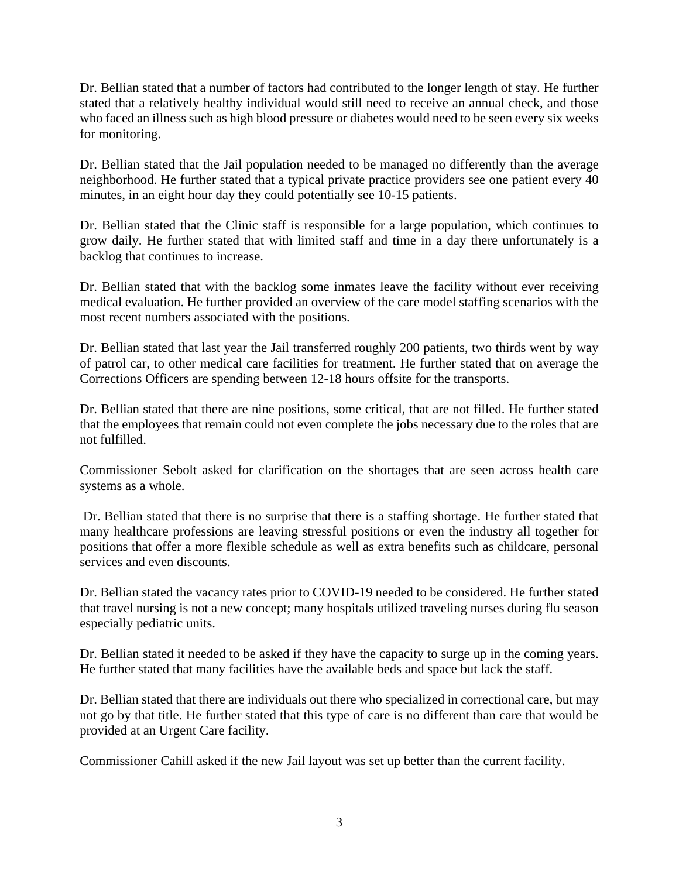Dr. Bellian stated that a number of factors had contributed to the longer length of stay. He further stated that a relatively healthy individual would still need to receive an annual check, and those who faced an illness such as high blood pressure or diabetes would need to be seen every six weeks for monitoring.

Dr. Bellian stated that the Jail population needed to be managed no differently than the average neighborhood. He further stated that a typical private practice providers see one patient every 40 minutes, in an eight hour day they could potentially see 10-15 patients.

Dr. Bellian stated that the Clinic staff is responsible for a large population, which continues to grow daily. He further stated that with limited staff and time in a day there unfortunately is a backlog that continues to increase.

Dr. Bellian stated that with the backlog some inmates leave the facility without ever receiving medical evaluation. He further provided an overview of the care model staffing scenarios with the most recent numbers associated with the positions.

Dr. Bellian stated that last year the Jail transferred roughly 200 patients, two thirds went by way of patrol car, to other medical care facilities for treatment. He further stated that on average the Corrections Officers are spending between 12-18 hours offsite for the transports.

Dr. Bellian stated that there are nine positions, some critical, that are not filled. He further stated that the employees that remain could not even complete the jobs necessary due to the roles that are not fulfilled.

Commissioner Sebolt asked for clarification on the shortages that are seen across health care systems as a whole.

Dr. Bellian stated that there is no surprise that there is a staffing shortage. He further stated that many healthcare professions are leaving stressful positions or even the industry all together for positions that offer a more flexible schedule as well as extra benefits such as childcare, personal services and even discounts.

Dr. Bellian stated the vacancy rates prior to COVID-19 needed to be considered. He further stated that travel nursing is not a new concept; many hospitals utilized traveling nurses during flu season especially pediatric units.

Dr. Bellian stated it needed to be asked if they have the capacity to surge up in the coming years. He further stated that many facilities have the available beds and space but lack the staff.

Dr. Bellian stated that there are individuals out there who specialized in correctional care, but may not go by that title. He further stated that this type of care is no different than care that would be provided at an Urgent Care facility.

Commissioner Cahill asked if the new Jail layout was set up better than the current facility.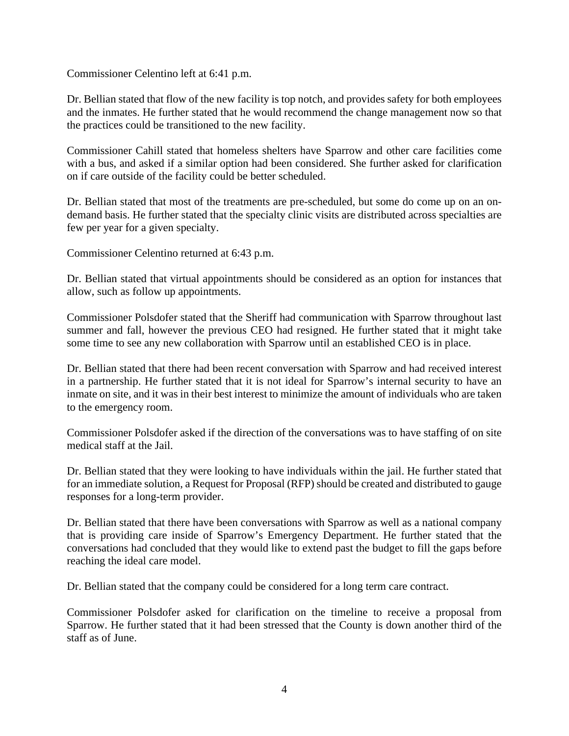Commissioner Celentino left at 6:41 p.m.

Dr. Bellian stated that flow of the new facility is top notch, and provides safety for both employees and the inmates. He further stated that he would recommend the change management now so that the practices could be transitioned to the new facility.

Commissioner Cahill stated that homeless shelters have Sparrow and other care facilities come with a bus, and asked if a similar option had been considered. She further asked for clarification on if care outside of the facility could be better scheduled.

Dr. Bellian stated that most of the treatments are pre-scheduled, but some do come up on an on-demand basis. He further stated that the specialty clinic visits are distributed across specialties are few per year for a given specialty.

Commissioner Celentino returned at 6:43 p.m.

Dr. Bellian stated that virtual appointments should be considered as an option for instances that allow, such as follow up appointments.

Commissioner Polsdofer stated that the Sheriff had communication with Sparrow throughout last summer and fall, however the previous CEO had resigned. He further stated that it might take some time to see any new collaboration with Sparrow until an established CEO is in place.

Dr. Bellian stated that there had been recent conversation with Sparrow and had received interest in a partnership. He further stated that it is not ideal for Sparrow's internal security to have an inmate on site, and it was in their best interest to minimize the amount of individuals who are taken to the emergency room.

Commissioner Polsdofer asked if the direction of the conversations was to have staffing of on site medical staff at the Jail.

Dr. Bellian stated that they were looking to have individuals within the jail. He further stated that for an immediate solution, a Request for Proposal (RFP) should be created and distributed to gauge responses for a long-term provider.

Dr. Bellian stated that there have been conversations with Sparrow as well as a national company that is providing care inside of Sparrow's Emergency Department. He further stated that the conversations had concluded that they would like to extend past the budget to fill the gaps before reaching the ideal care model.

Dr. Bellian stated that the company could be considered for a long term care contract.

Commissioner Polsdofer asked for clarification on the timeline to receive a proposal from Sparrow. He further stated that it had been stressed that the County is down another third of the staff as of June.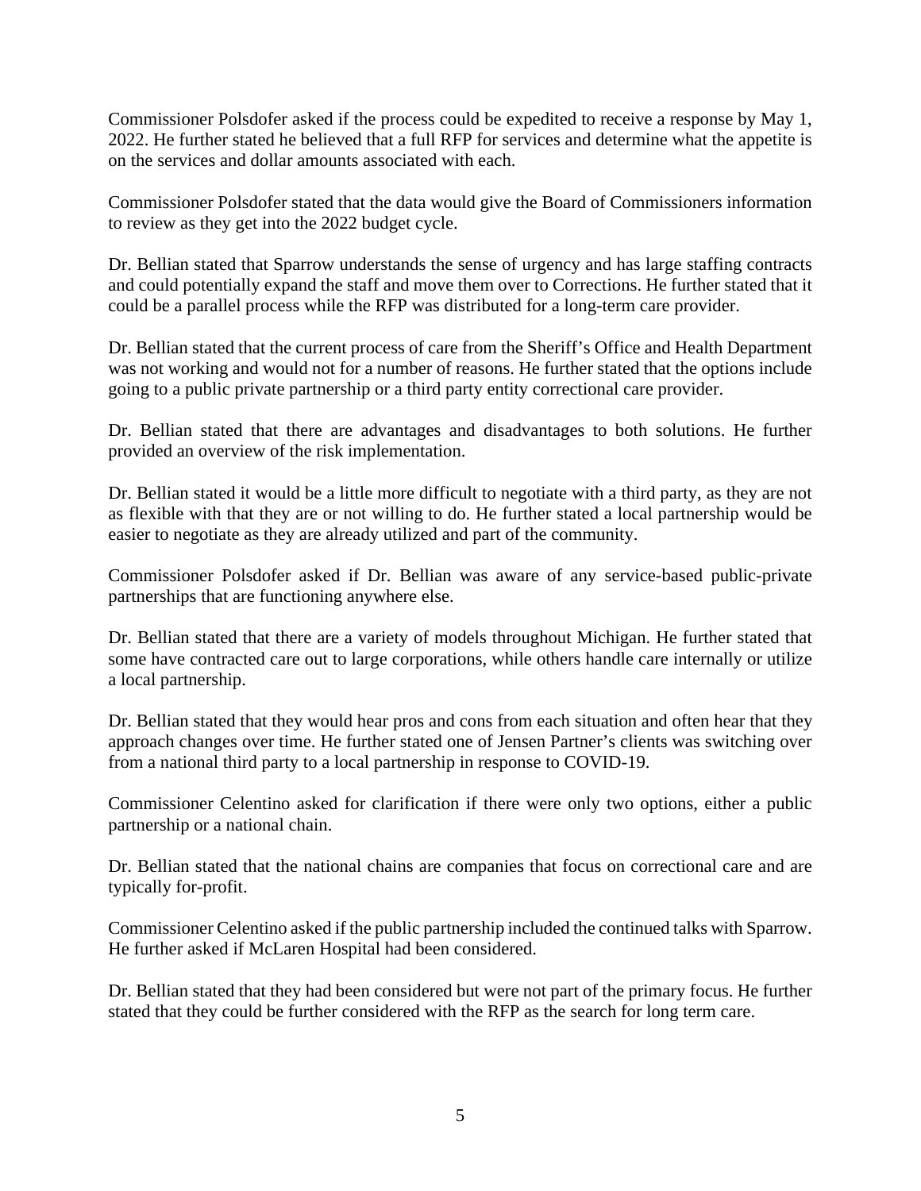Commissioner Polsdofer asked if the process could be expedited to receive a response by May 1, 2022. He further stated he believed that a full RFP for services and determine what the appetite is on the services and dollar amounts associated with each.

Commissioner Polsdofer stated that the data would give the Board of Commissioners information to review as they get into the 2022 budget cycle.

Dr. Bellian stated that Sparrow understands the sense of urgency and has large staffing contracts and could potentially expand the staff and move them over to Corrections. He further stated that it could be a parallel process while the RFP was distributed for a long-term care provider.

Dr. Bellian stated that the current process of care from the Sheriff's Office and Health Department was not working and would not for a number of reasons. He further stated that the options include going to a public private partnership or a third party entity correctional care provider.

Dr. Bellian stated that there are advantages and disadvantages to both solutions. He further provided an overview of the risk implementation.

Dr. Bellian stated it would be a little more difficult to negotiate with a third party, as they are not as flexible with that they are or not willing to do. He further stated a local partnership would be easier to negotiate as they are already utilized and part of the community.

Commissioner Polsdofer asked if Dr. Bellian was aware of any service-based public-private partnerships that are functioning anywhere else.

Dr. Bellian stated that there are a variety of models throughout Michigan. He further stated that some have contracted care out to large corporations, while others handle care internally or utilize a local partnership.

Dr. Bellian stated that they would hear pros and cons from each situation and often hear that they approach changes over time. He further stated one of Jensen Partner's clients was switching over from a national third party to a local partnership in response to COVID-19.

Commissioner Celentino asked for clarification if there were only two options, either a public partnership or a national chain.

Dr. Bellian stated that the national chains are companies that focus on correctional care and are typically for-profit.

Commissioner Celentino asked if the public partnership included the continued talks with Sparrow. He further asked if McLaren Hospital had been considered.

Dr. Bellian stated that they had been considered but were not part of the primary focus. He further stated that they could be further considered with the RFP as the search for long term care.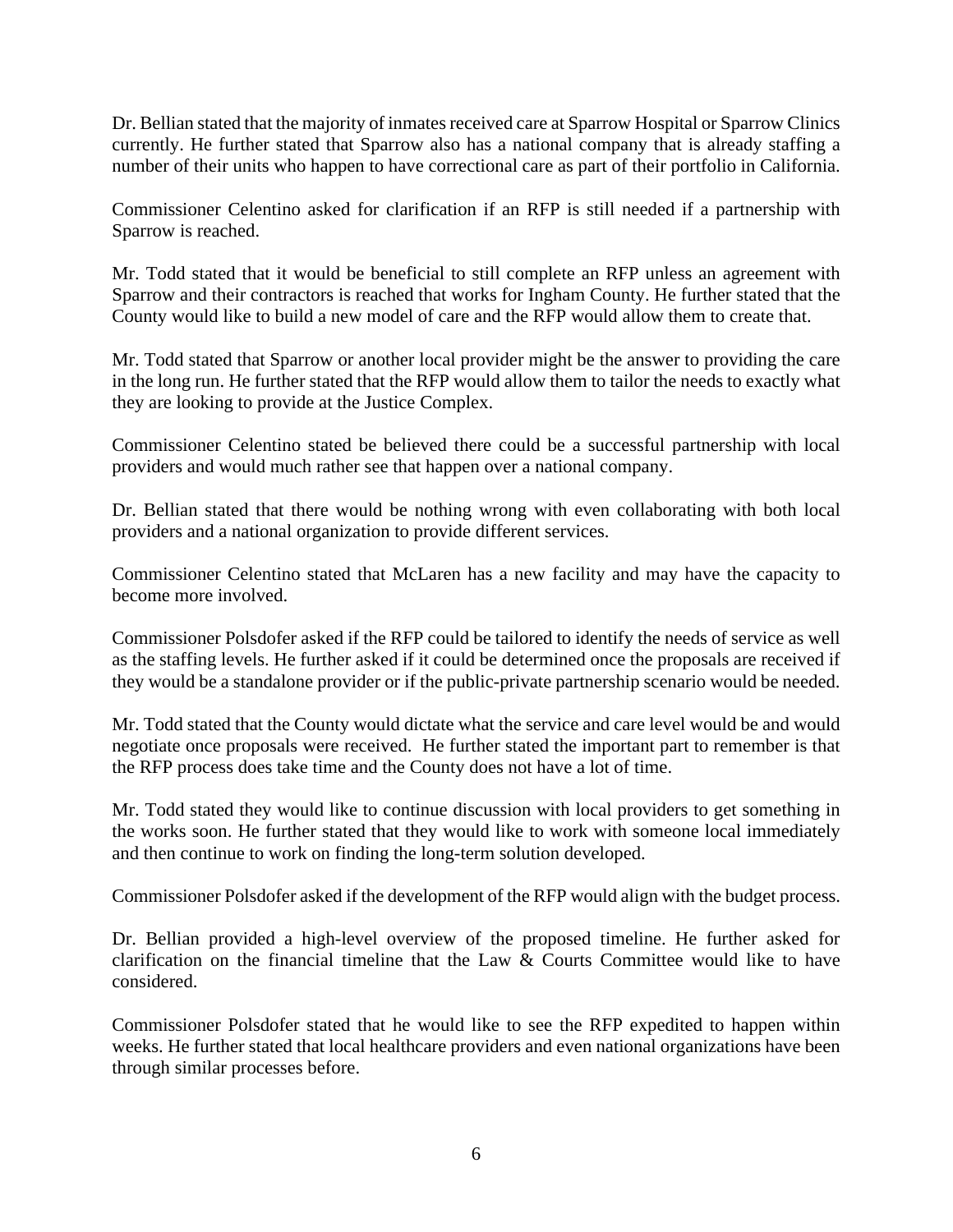Dr. Bellian stated that the majority of inmates received care at Sparrow Hospital or Sparrow Clinics currently. He further stated that Sparrow also has a national company that is already staffing a number of their units who happen to have correctional care as part of their portfolio in California.

Commissioner Celentino asked for clarification if an RFP is still needed if a partnership with Sparrow is reached.

Mr. Todd stated that it would be beneficial to still complete an RFP unless an agreement with Sparrow and their contractors is reached that works for Ingham County. He further stated that the County would like to build a new model of care and the RFP would allow them to create that.

Mr. Todd stated that Sparrow or another local provider might be the answer to providing the care in the long run. He further stated that the RFP would allow them to tailor the needs to exactly what they are looking to provide at the Justice Complex.

Commissioner Celentino stated be believed there could be a successful partnership with local providers and would much rather see that happen over a national company.

Dr. Bellian stated that there would be nothing wrong with even collaborating with both local providers and a national organization to provide different services.

Commissioner Celentino stated that McLaren has a new facility and may have the capacity to become more involved.

Commissioner Polsdofer asked if the RFP could be tailored to identify the needs of service as well as the staffing levels. He further asked if it could be determined once the proposals are received if they would be a standalone provider or if the public-private partnership scenario would be needed.

Mr. Todd stated that the County would dictate what the service and care level would be and would negotiate once proposals were received. He further stated the important part to remember is that the RFP process does take time and the County does not have a lot of time.

Mr. Todd stated they would like to continue discussion with local providers to get something in the works soon. He further stated that they would like to work with someone local immediately and then continue to work on finding the long-term solution developed.

Commissioner Polsdofer asked if the development of the RFP would align with the budget process.

Dr. Bellian provided a high-level overview of the proposed timeline. He further asked for clarification on the financial timeline that the Law & Courts Committee would like to have considered.

Commissioner Polsdofer stated that he would like to see the RFP expedited to happen within weeks. He further stated that local healthcare providers and even national organizations have been through similar processes before.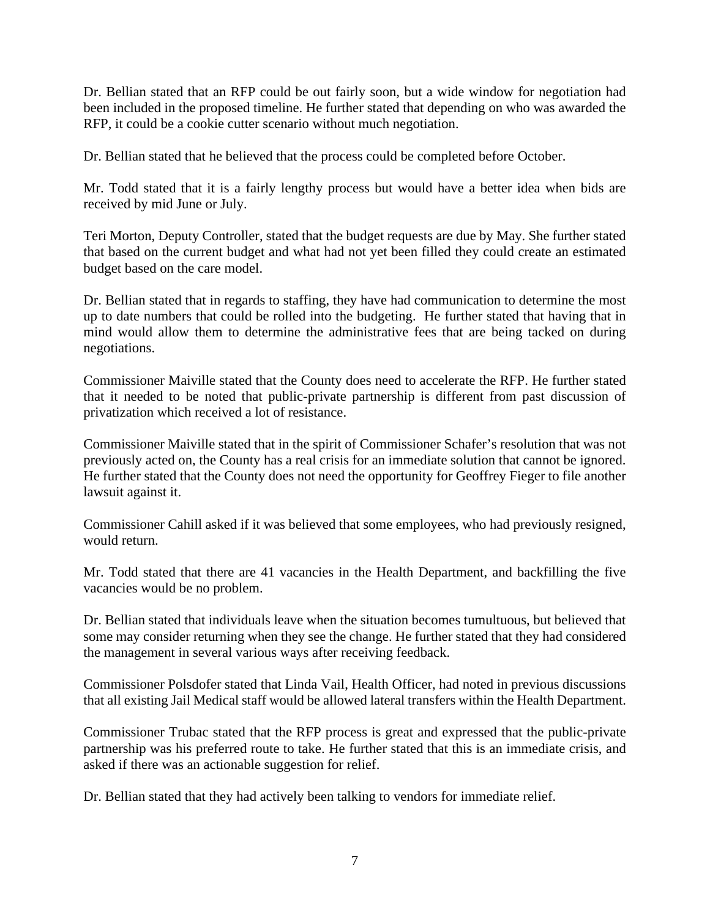Dr. Bellian stated that an RFP could be out fairly soon, but a wide window for negotiation had been included in the proposed timeline. He further stated that depending on who was awarded the RFP, it could be a cookie cutter scenario without much negotiation.

Dr. Bellian stated that he believed that the process could be completed before October.

Mr. Todd stated that it is a fairly lengthy process but would have a better idea when bids are received by mid June or July.

Teri Morton, Deputy Controller, stated that the budget requests are due by May. She further stated that based on the current budget and what had not yet been filled they could create an estimated budget based on the care model.

Dr. Bellian stated that in regards to staffing, they have had communication to determine the most up to date numbers that could be rolled into the budgeting. He further stated that having that in mind would allow them to determine the administrative fees that are being tacked on during negotiations.

Commissioner Maiville stated that the County does need to accelerate the RFP. He further stated that it needed to be noted that public-private partnership is different from past discussion of privatization which received a lot of resistance.

Commissioner Maiville stated that in the spirit of Commissioner Schafer's resolution that was not previously acted on, the County has a real crisis for an immediate solution that cannot be ignored. He further stated that the County does not need the opportunity for Geoffrey Fieger to file another lawsuit against it.

Commissioner Cahill asked if it was believed that some employees, who had previously resigned, would return.

Mr. Todd stated that there are 41 vacancies in the Health Department, and backfilling the five vacancies would be no problem.

Dr. Bellian stated that individuals leave when the situation becomes tumultuous, but believed that some may consider returning when they see the change. He further stated that they had considered the management in several various ways after receiving feedback.

Commissioner Polsdofer stated that Linda Vail, Health Officer, had noted in previous discussions that all existing Jail Medical staff would be allowed lateral transfers within the Health Department.

Commissioner Trubac stated that the RFP process is great and expressed that the public-private partnership was his preferred route to take. He further stated that this is an immediate crisis, and asked if there was an actionable suggestion for relief.

Dr. Bellian stated that they had actively been talking to vendors for immediate relief.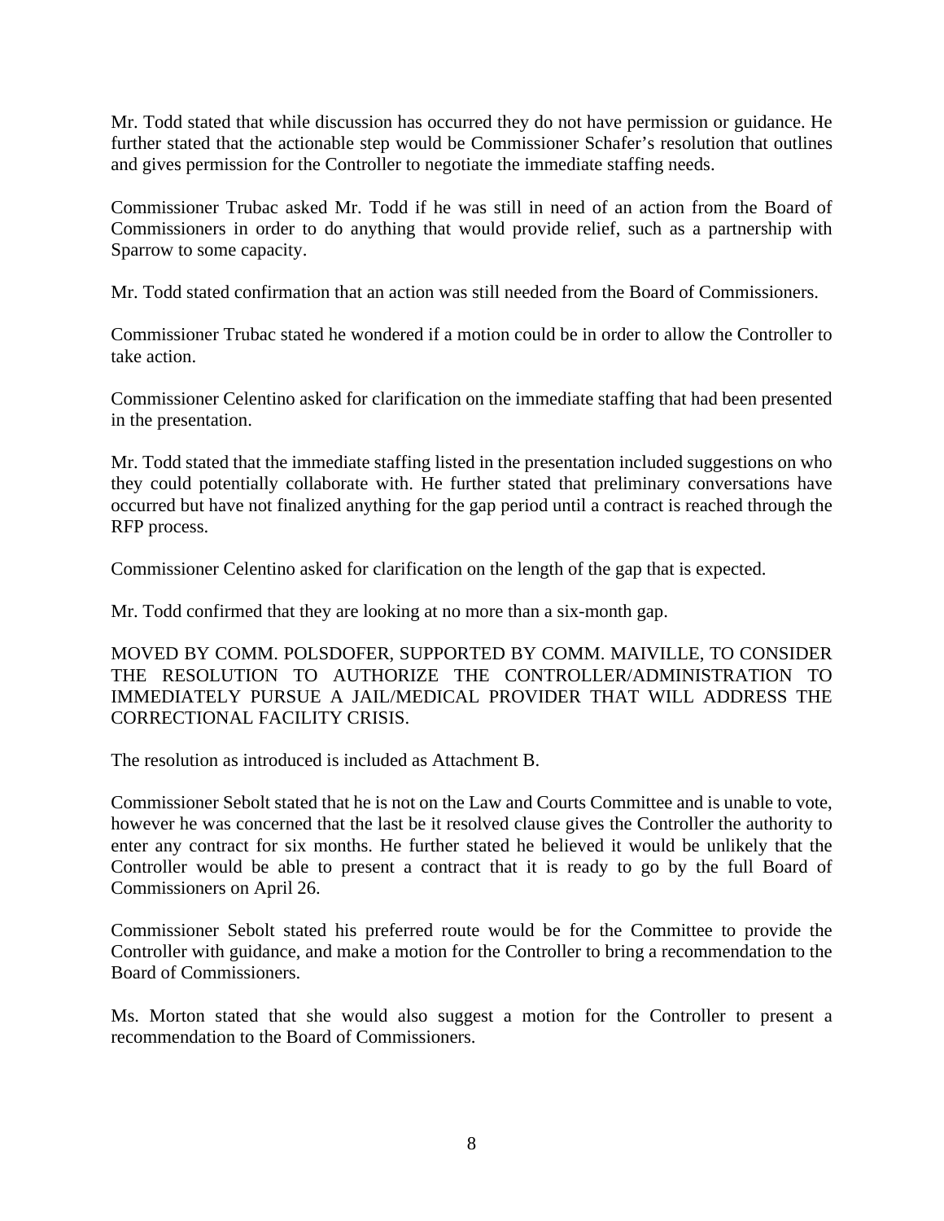Mr. Todd stated that while discussion has occurred they do not have permission or guidance. He further stated that the actionable step would be Commissioner Schafer's resolution that outlines and gives permission for the Controller to negotiate the immediate staffing needs.

Commissioner Trubac asked Mr. Todd if he was still in need of an action from the Board of Commissioners in order to do anything that would provide relief, such as a partnership with Sparrow to some capacity.

Mr. Todd stated confirmation that an action was still needed from the Board of Commissioners.

Commissioner Trubac stated he wondered if a motion could be in order to allow the Controller to take action.

Commissioner Celentino asked for clarification on the immediate staffing that had been presented in the presentation.

Mr. Todd stated that the immediate staffing listed in the presentation included suggestions on who they could potentially collaborate with. He further stated that preliminary conversations have occurred but have not finalized anything for the gap period until a contract is reached through the RFP process.

Commissioner Celentino asked for clarification on the length of the gap that is expected.

Mr. Todd confirmed that they are looking at no more than a six-month gap.

MOVED BY COMM. POLSDOFER, SUPPORTED BY COMM. MAIVILLE, TO CONSIDER THE RESOLUTION TO AUTHORIZE THE CONTROLLER/ADMINISTRATION TO IMMEDIATELY PURSUE A JAIL/MEDICAL PROVIDER THAT WILL ADDRESS THE CORRECTIONAL FACILITY CRISIS.

The resolution as introduced is included as Attachment B.

Commissioner Sebolt stated that he is not on the Law and Courts Committee and is unable to vote, however he was concerned that the last be it resolved clause gives the Controller the authority to enter any contract for six months. He further stated he believed it would be unlikely that the Controller would be able to present a contract that it is ready to go by the full Board of Commissioners on April 26.

Commissioner Sebolt stated his preferred route would be for the Committee to provide the Controller with guidance, and make a motion for the Controller to bring a recommendation to the Board of Commissioners.

Ms. Morton stated that she would also suggest a motion for the Controller to present a recommendation to the Board of Commissioners.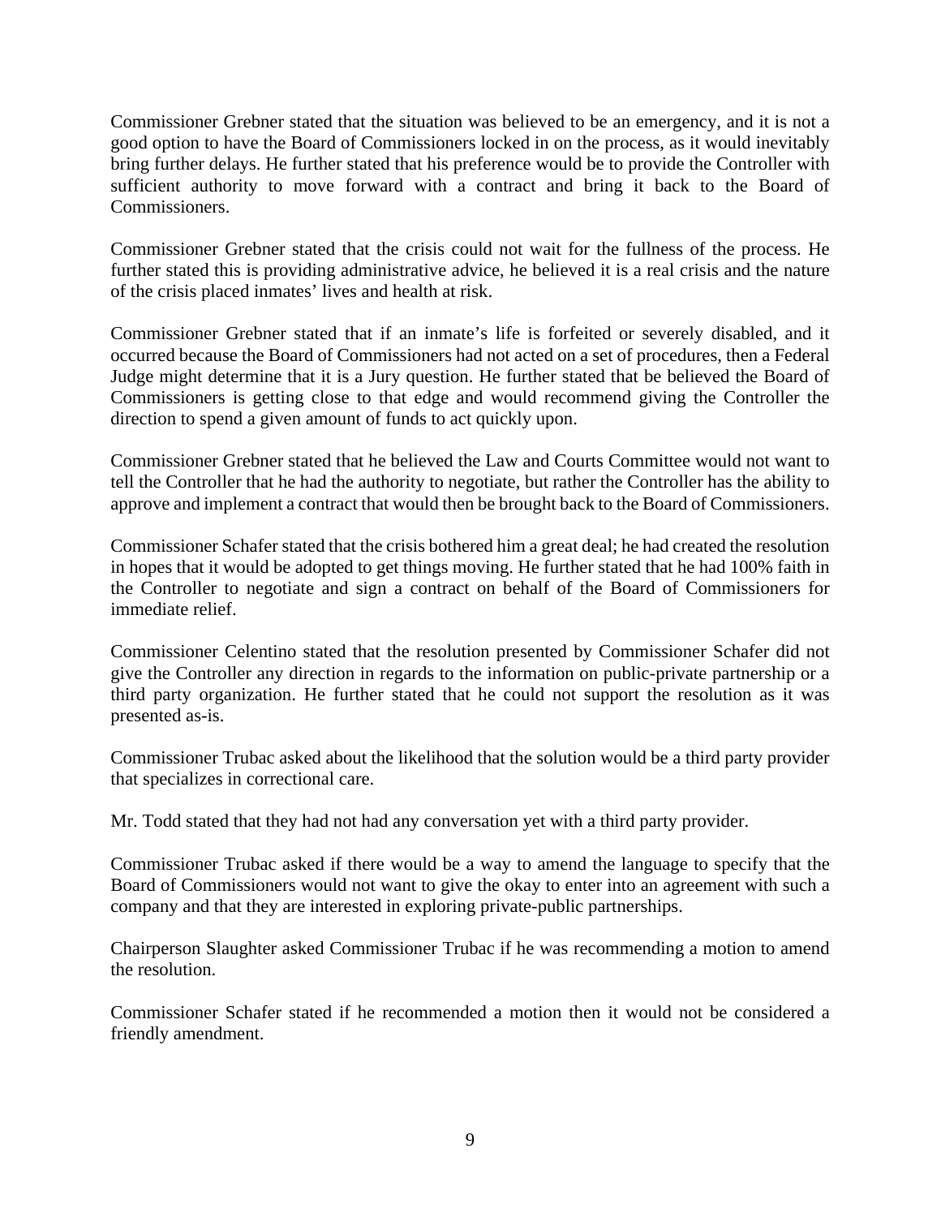Commissioner Grebner stated that the situation was believed to be an emergency, and it is not a good option to have the Board of Commissioners locked in on the process, as it would inevitably bring further delays. He further stated that his preference would be to provide the Controller with sufficient authority to move forward with a contract and bring it back to the Board of Commissioners.

Commissioner Grebner stated that the crisis could not wait for the fullness of the process. He further stated this is providing administrative advice, he believed it is a real crisis and the nature of the crisis placed inmates' lives and health at risk.

Commissioner Grebner stated that if an inmate's life is forfeited or severely disabled, and it occurred because the Board of Commissioners had not acted on a set of procedures, then a Federal Judge might determine that it is a Jury question. He further stated that be believed the Board of Commissioners is getting close to that edge and would recommend giving the Controller the direction to spend a given amount of funds to act quickly upon.

Commissioner Grebner stated that he believed the Law and Courts Committee would not want to tell the Controller that he had the authority to negotiate, but rather the Controller has the ability to approve and implement a contract that would then be brought back to the Board of Commissioners.

Commissioner Schafer stated that the crisis bothered him a great deal; he had created the resolution in hopes that it would be adopted to get things moving. He further stated that he had 100% faith in the Controller to negotiate and sign a contract on behalf of the Board of Commissioners for immediate relief.

Commissioner Celentino stated that the resolution presented by Commissioner Schafer did not give the Controller any direction in regards to the information on public-private partnership or a third party organization. He further stated that he could not support the resolution as it was presented as-is.

Commissioner Trubac asked about the likelihood that the solution would be a third party provider that specializes in correctional care.

Mr. Todd stated that they had not had any conversation yet with a third party provider.

Commissioner Trubac asked if there would be a way to amend the language to specify that the Board of Commissioners would not want to give the okay to enter into an agreement with such a company and that they are interested in exploring private-public partnerships.

Chairperson Slaughter asked Commissioner Trubac if he was recommending a motion to amend the resolution.

Commissioner Schafer stated if he recommended a motion then it would not be considered a friendly amendment.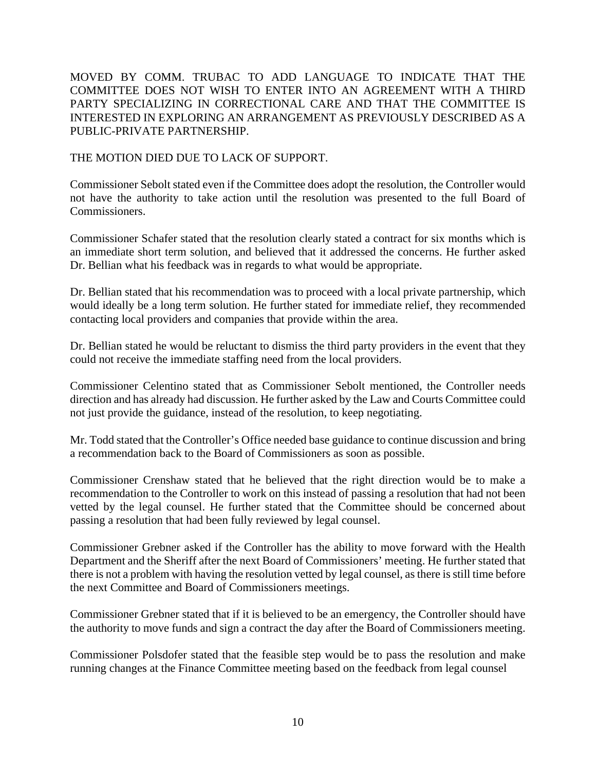MOVED BY COMM. TRUBAC TO ADD LANGUAGE TO INDICATE THAT THE COMMITTEE DOES NOT WISH TO ENTER INTO AN AGREEMENT WITH A THIRD PARTY SPECIALIZING IN CORRECTIONAL CARE AND THAT THE COMMITTEE IS INTERESTED IN EXPLORING AN ARRANGEMENT AS PREVIOUSLY DESCRIBED AS A PUBLIC-PRIVATE PARTNERSHIP.

THE MOTION DIED DUE TO LACK OF SUPPORT.

Commissioner Sebolt stated even if the Committee does adopt the resolution, the Controller would not have the authority to take action until the resolution was presented to the full Board of Commissioners.

Commissioner Schafer stated that the resolution clearly stated a contract for six months which is an immediate short term solution, and believed that it addressed the concerns. He further asked Dr. Bellian what his feedback was in regards to what would be appropriate.

Dr. Bellian stated that his recommendation was to proceed with a local private partnership, which would ideally be a long term solution. He further stated for immediate relief, they recommended contacting local providers and companies that provide within the area.

Dr. Bellian stated he would be reluctant to dismiss the third party providers in the event that they could not receive the immediate staffing need from the local providers.

Commissioner Celentino stated that as Commissioner Sebolt mentioned, the Controller needs direction and has already had discussion. He further asked by the Law and Courts Committee could not just provide the guidance, instead of the resolution, to keep negotiating.

Mr. Todd stated that the Controller's Office needed base guidance to continue discussion and bring a recommendation back to the Board of Commissioners as soon as possible.

Commissioner Crenshaw stated that he believed that the right direction would be to make a recommendation to the Controller to work on this instead of passing a resolution that had not been vetted by the legal counsel. He further stated that the Committee should be concerned about passing a resolution that had been fully reviewed by legal counsel.

Commissioner Grebner asked if the Controller has the ability to move forward with the Health Department and the Sheriff after the next Board of Commissioners' meeting. He further stated that there is not a problem with having the resolution vetted by legal counsel, as there is still time before the next Committee and Board of Commissioners meetings.

Commissioner Grebner stated that if it is believed to be an emergency, the Controller should have the authority to move funds and sign a contract the day after the Board of Commissioners meeting.

Commissioner Polsdofer stated that the feasible step would be to pass the resolution and make running changes at the Finance Committee meeting based on the feedback from legal counsel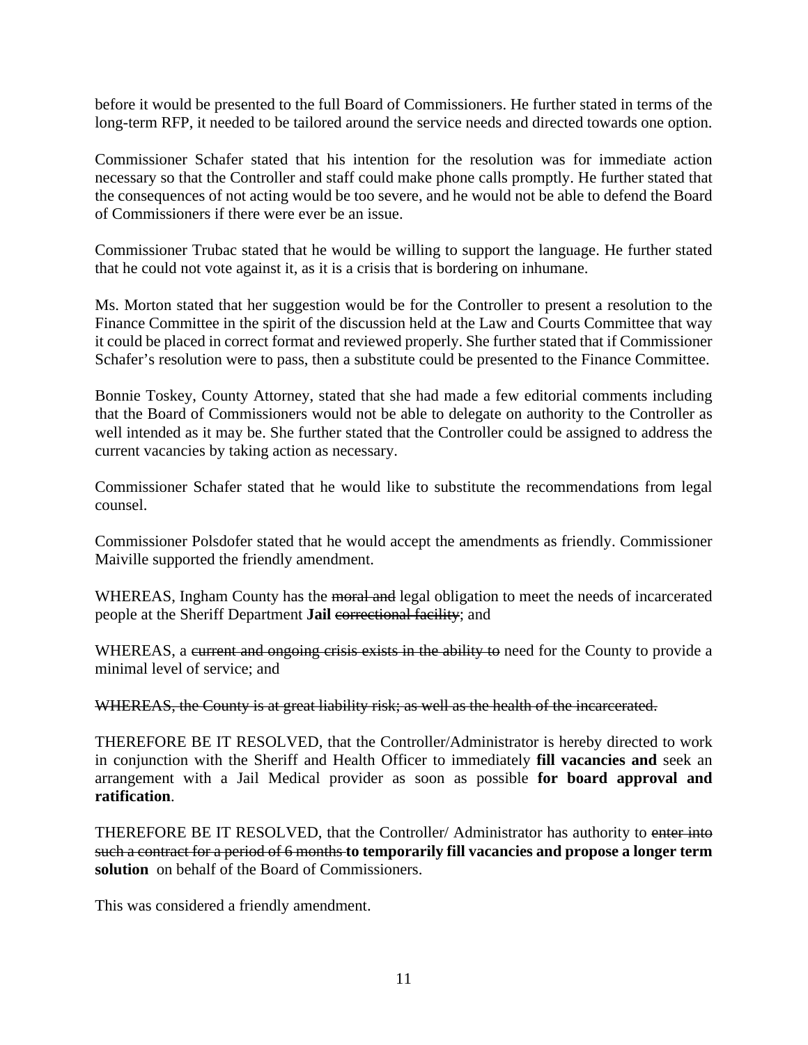before it would be presented to the full Board of Commissioners. He further stated in terms of the long-term RFP, it needed to be tailored around the service needs and directed towards one option.

Commissioner Schafer stated that his intention for the resolution was for immediate action necessary so that the Controller and staff could make phone calls promptly. He further stated that the consequences of not acting would be too severe, and he would not be able to defend the Board of Commissioners if there were ever be an issue.

Commissioner Trubac stated that he would be willing to support the language. He further stated that he could not vote against it, as it is a crisis that is bordering on inhumane.

Ms. Morton stated that her suggestion would be for the Controller to present a resolution to the Finance Committee in the spirit of the discussion held at the Law and Courts Committee that way it could be placed in correct format and reviewed properly. She further stated that if Commissioner Schafer's resolution were to pass, then a substitute could be presented to the Finance Committee.

Bonnie Toskey, County Attorney, stated that she had made a few editorial comments including that the Board of Commissioners would not be able to delegate on authority to the Controller as well intended as it may be. She further stated that the Controller could be assigned to address the current vacancies by taking action as necessary.

Commissioner Schafer stated that he would like to substitute the recommendations from legal counsel.

Commissioner Polsdofer stated that he would accept the amendments as friendly. Commissioner Maiville supported the friendly amendment.

WHEREAS, Ingham County has the ~~moral and~~ legal obligation to meet the needs of incarcerated people at the Sheriff Department **Jail** ~~correctional facility~~; and

WHEREAS, a ~~current and ongoing crisis exists in the ability to~~ need for the County to provide a minimal level of service; and

~~WHEREAS, the County is at great liability risk; as well as the health of the incarcerated.~~

THEREFORE BE IT RESOLVED, that the Controller/Administrator is hereby directed to work in conjunction with the Sheriff and Health Officer to immediately **fill vacancies and** seek an arrangement with a Jail Medical provider as soon as possible **for board approval and ratification**.

THEREFORE BE IT RESOLVED, that the Controller/ Administrator has authority to ~~enter into such a contract for a period of 6 months~~ **to temporarily fill vacancies and propose a longer term solution** on behalf of the Board of Commissioners.

This was considered a friendly amendment.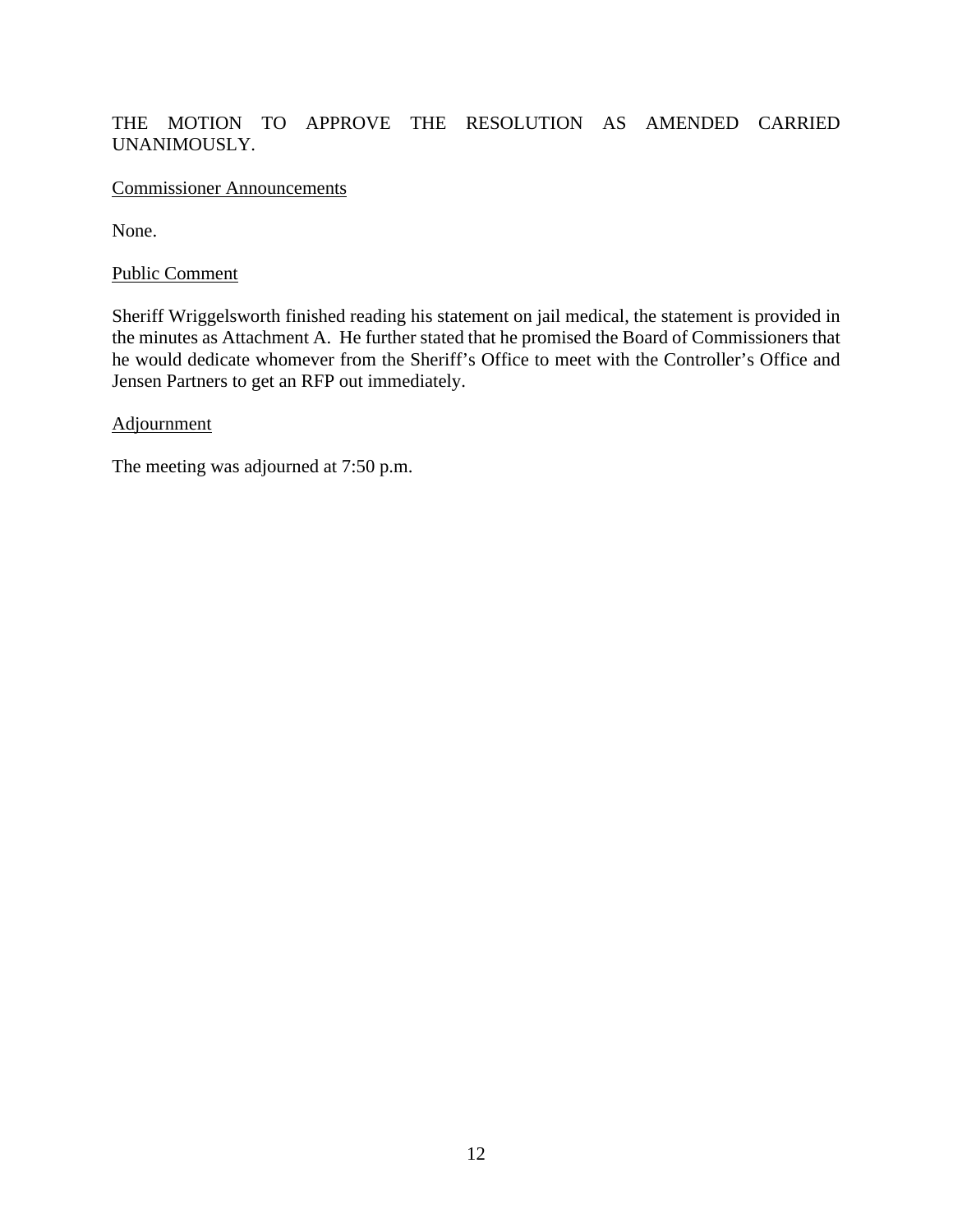THE MOTION TO APPROVE THE RESOLUTION AS AMENDED CARRIED UNANIMOUSLY.

<u>Commissioner Announcements</u>

None.

<u>Public Comment</u>

Sheriff Wriggelsworth finished reading his statement on jail medical, the statement is provided in the minutes as Attachment A. He further stated that he promised the Board of Commissioners that he would dedicate whomever from the Sheriff's Office to meet with the Controller's Office and Jensen Partners to get an RFP out immediately.

<u>Adjournment</u>

The meeting was adjourned at 7:50 p.m.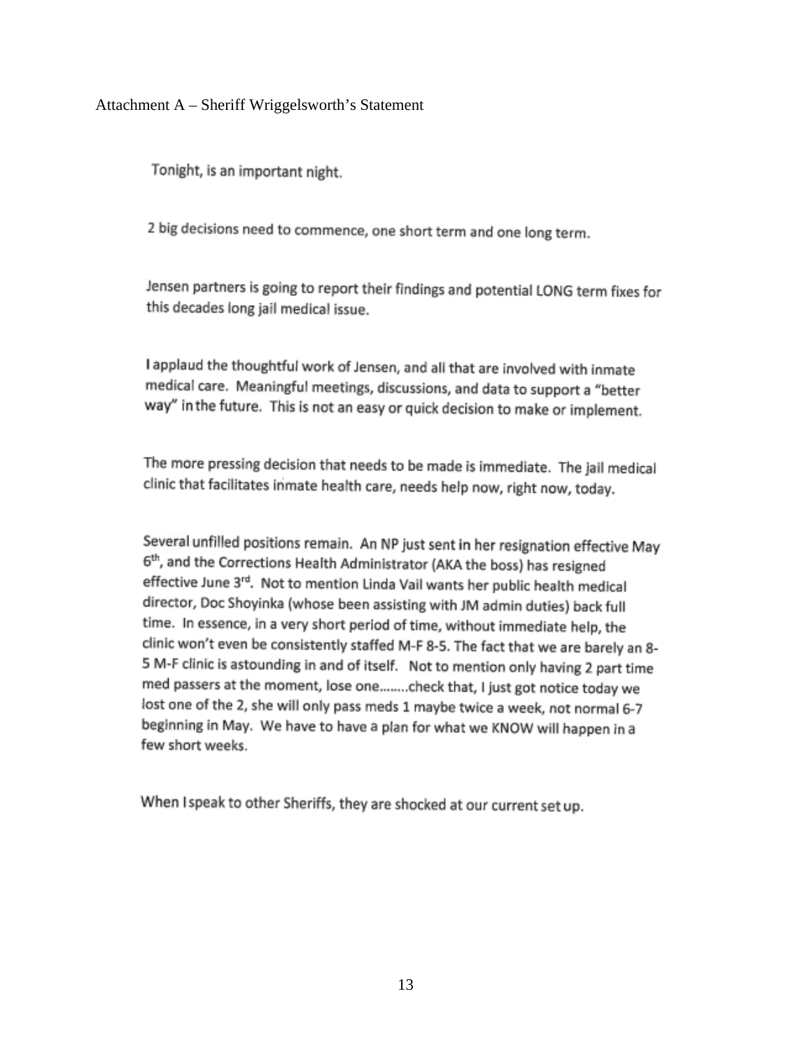Attachment A – Sheriff Wriggelsworth's Statement

Tonight, is an important night.

2 big decisions need to commence, one short term and one long term.

Jensen partners is going to report their findings and potential LONG term fixes for this decades long jail medical issue.

I applaud the thoughtful work of Jensen, and all that are involved with inmate medical care. Meaningful meetings, discussions, and data to support a "better way" in the future. This is not an easy or quick decision to make or implement.

The more pressing decision that needs to be made is immediate. The jail medical clinic that facilitates inmate health care, needs help now, right now, today.

Several unfilled positions remain. An NP just sent in her resignation effective May 6th, and the Corrections Health Administrator (AKA the boss) has resigned effective June 3rd. Not to mention Linda Vail wants her public health medical director, Doc Shoyinka (whose been assisting with JM admin duties) back full time. In essence, in a very short period of time, without immediate help, the clinic won't even be consistently staffed M-F 8-5. The fact that we are barely an 8-5 M-F clinic is astounding in and of itself. Not to mention only having 2 part time med passers at the moment, lose one........check that, I just got notice today we lost one of the 2, she will only pass meds 1 maybe twice a week, not normal 6-7 beginning in May. We have to have a plan for what we KNOW will happen in a few short weeks.

When I speak to other Sheriffs, they are shocked at our current set up.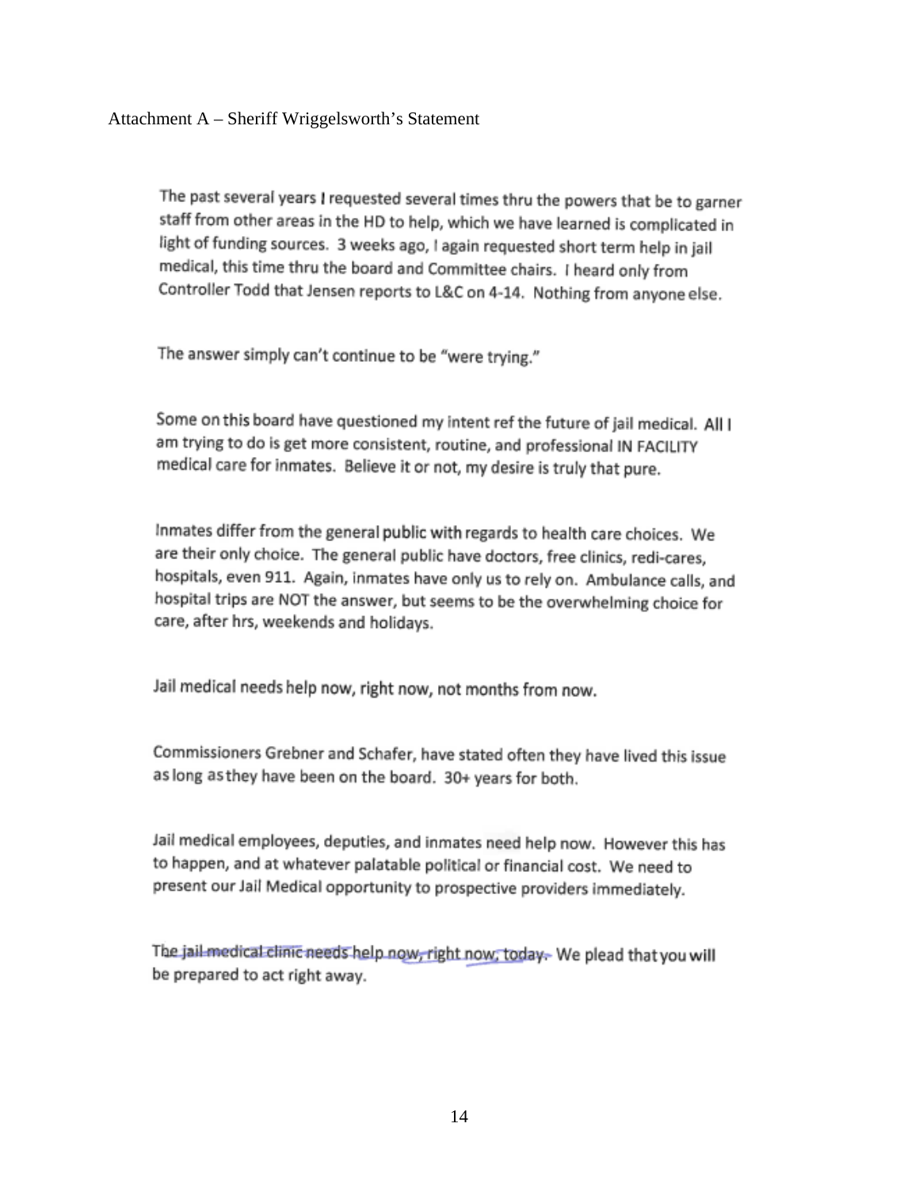Attachment A – Sheriff Wriggelsworth's Statement

The past several years I requested several times thru the powers that be to garner staff from other areas in the HD to help, which we have learned is complicated in light of funding sources. 3 weeks ago, I again requested short term help in jail medical, this time thru the board and Committee chairs. I heard only from Controller Todd that Jensen reports to L&C on 4-14. Nothing from anyone else.

The answer simply can't continue to be "were trying."

Some on this board have questioned my intent ref the future of jail medical. All I am trying to do is get more consistent, routine, and professional IN FACILITY medical care for inmates. Believe it or not, my desire is truly that pure.

Inmates differ from the general public with regards to health care choices. We are their only choice. The general public have doctors, free clinics, redi-cares, hospitals, even 911. Again, inmates have only us to rely on. Ambulance calls, and hospital trips are NOT the answer, but seems to be the overwhelming choice for care, after hrs, weekends and holidays.

Jail medical needs help now, right now, not months from now.

Commissioners Grebner and Schafer, have stated often they have lived this issue as long as they have been on the board. 30+ years for both.

Jail medical employees, deputies, and inmates need help now. However this has to happen, and at whatever palatable political or financial cost. We need to present our Jail Medical opportunity to prospective providers immediately.

The ~~jail medical clinic needs~~ help now, right now, today. We plead that you will be prepared to act right away.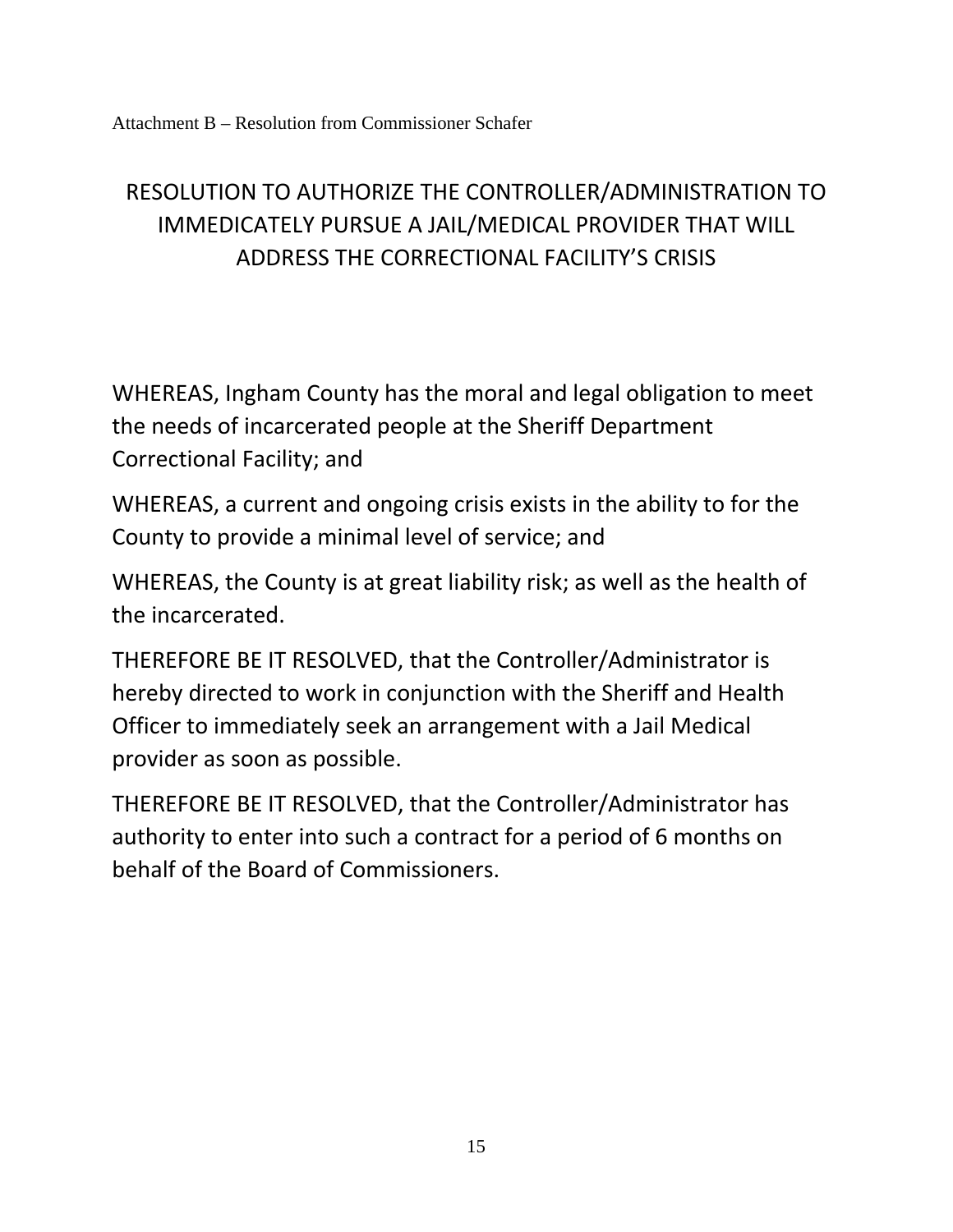Attachment B – Resolution from Commissioner Schafer

# RESOLUTION TO AUTHORIZE THE CONTROLLER/ADMINISTRATION TO IMMEDICATELY PURSUE A JAIL/MEDICAL PROVIDER THAT WILL ADDRESS THE CORRECTIONAL FACILITY'S CRISIS

WHEREAS, Ingham County has the moral and legal obligation to meet the needs of incarcerated people at the Sheriff Department Correctional Facility; and

WHEREAS, a current and ongoing crisis exists in the ability to for the County to provide a minimal level of service; and

WHEREAS, the County is at great liability risk; as well as the health of the incarcerated.

THEREFORE BE IT RESOLVED, that the Controller/Administrator is hereby directed to work in conjunction with the Sheriff and Health Officer to immediately seek an arrangement with a Jail Medical provider as soon as possible.

THEREFORE BE IT RESOLVED, that the Controller/Administrator has authority to enter into such a contract for a period of 6 months on behalf of the Board of Commissioners.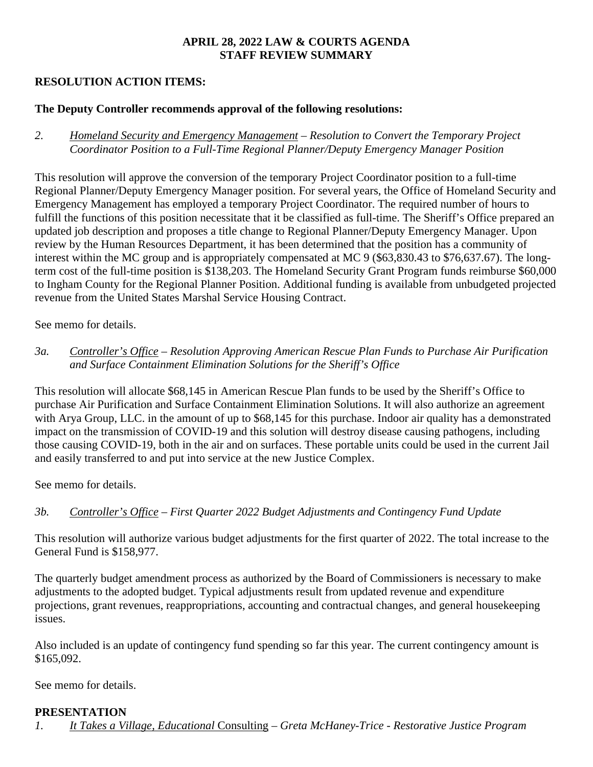**APRIL 28, 2022 LAW & COURTS AGENDA**
**STAFF REVIEW SUMMARY**

**RESOLUTION ACTION ITEMS:**

**The Deputy Controller recommends approval of the following resolutions:**

*2.* *Homeland Security and Emergency Management – Resolution to Convert the Temporary Project Coordinator Position to a Full-Time Regional Planner/Deputy Emergency Manager Position*

This resolution will approve the conversion of the temporary Project Coordinator position to a full-time Regional Planner/Deputy Emergency Manager position. For several years, the Office of Homeland Security and Emergency Management has employed a temporary Project Coordinator. The required number of hours to fulfill the functions of this position necessitate that it be classified as full-time. The Sheriff's Office prepared an updated job description and proposes a title change to Regional Planner/Deputy Emergency Manager. Upon review by the Human Resources Department, it has been determined that the position has a community of interest within the MC group and is appropriately compensated at MC 9 ($63,830.43 to $76,637.67). The long-term cost of the full-time position is $138,203. The Homeland Security Grant Program funds reimburse $60,000 to Ingham County for the Regional Planner Position. Additional funding is available from unbudgeted projected revenue from the United States Marshal Service Housing Contract.

See memo for details.

*3a.* *Controller's Office – Resolution Approving American Rescue Plan Funds to Purchase Air Purification and Surface Containment Elimination Solutions for the Sheriff's Office*

This resolution will allocate $68,145 in American Rescue Plan funds to be used by the Sheriff's Office to purchase Air Purification and Surface Containment Elimination Solutions. It will also authorize an agreement with Arya Group, LLC. in the amount of up to $68,145 for this purchase. Indoor air quality has a demonstrated impact on the transmission of COVID-19 and this solution will destroy disease causing pathogens, including those causing COVID-19, both in the air and on surfaces. These portable units could be used in the current Jail and easily transferred to and put into service at the new Justice Complex.

See memo for details.

*3b.* *Controller's Office – First Quarter 2022 Budget Adjustments and Contingency Fund Update*

This resolution will authorize various budget adjustments for the first quarter of 2022. The total increase to the General Fund is $158,977.

The quarterly budget amendment process as authorized by the Board of Commissioners is necessary to make adjustments to the adopted budget. Typical adjustments result from updated revenue and expenditure projections, grant revenues, reappropriations, accounting and contractual changes, and general housekeeping issues.

Also included is an update of contingency fund spending so far this year. The current contingency amount is $165,092.

See memo for details.

**PRESENTATION**

*1.* *It Takes a Village, Educational* Consulting – *Greta McHaney-Trice - Restorative Justice Program*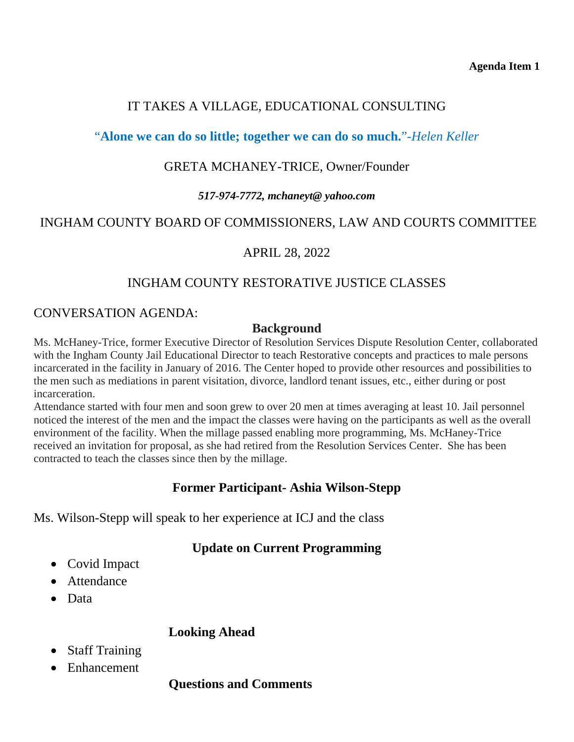**Agenda Item 1**

# IT TAKES A VILLAGE, EDUCATIONAL CONSULTING

"**Alone we can do so little; together we can do so much.**"-*Helen Keller*

GRETA MCHANEY-TRICE, Owner/Founder

***517-974-7772, mchaneyt@ yahoo.com***

INGHAM COUNTY BOARD OF COMMISSIONERS, LAW AND COURTS COMMITTEE

APRIL 28, 2022

INGHAM COUNTY RESTORATIVE JUSTICE CLASSES

CONVERSATION AGENDA:

## Background

Ms. McHaney-Trice, former Executive Director of Resolution Services Dispute Resolution Center, collaborated with the Ingham County Jail Educational Director to teach Restorative concepts and practices to male persons incarcerated in the facility in January of 2016. The Center hoped to provide other resources and possibilities to the men such as mediations in parent visitation, divorce, landlord tenant issues, etc., either during or post incarceration.

Attendance started with four men and soon grew to over 20 men at times averaging at least 10. Jail personnel noticed the interest of the men and the impact the classes were having on the participants as well as the overall environment of the facility. When the millage passed enabling more programming, Ms. McHaney-Trice received an invitation for proposal, as she had retired from the Resolution Services Center. She has been contracted to teach the classes since then by the millage.

## Former Participant- Ashia Wilson-Stepp

Ms. Wilson-Stepp will speak to her experience at ICJ and the class

## Update on Current Programming

- Covid Impact
- Attendance
- Data

## Looking Ahead

- Staff Training
- Enhancement

## Questions and Comments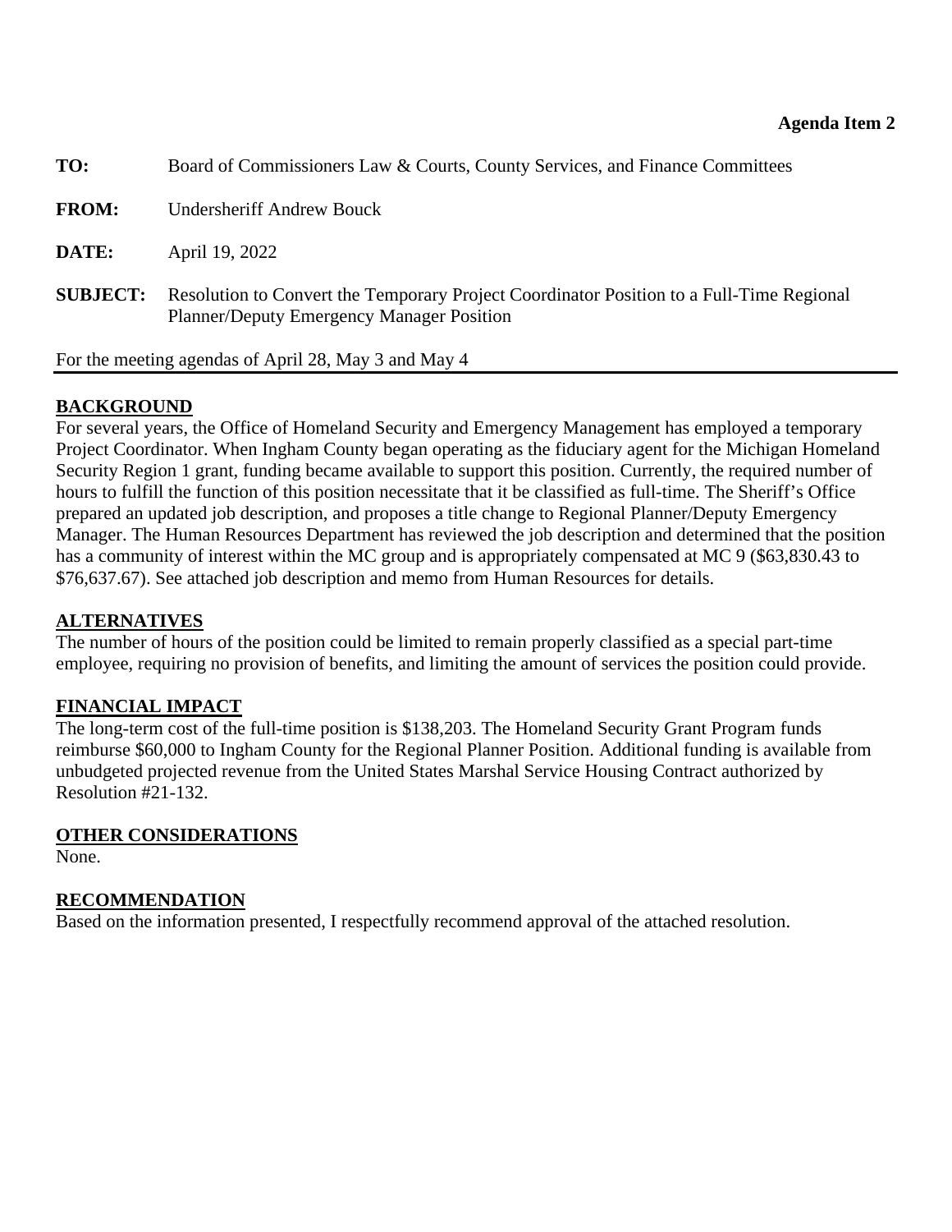**Agenda Item 2**

**TO:** Board of Commissioners Law & Courts, County Services, and Finance Committees

**FROM:** Undersheriff Andrew Bouck

**DATE:** April 19, 2022

**SUBJECT:** Resolution to Convert the Temporary Project Coordinator Position to a Full-Time Regional Planner/Deputy Emergency Manager Position

For the meeting agendas of April 28, May 3 and May 4

## BACKGROUND

For several years, the Office of Homeland Security and Emergency Management has employed a temporary Project Coordinator. When Ingham County began operating as the fiduciary agent for the Michigan Homeland Security Region 1 grant, funding became available to support this position. Currently, the required number of hours to fulfill the function of this position necessitate that it be classified as full-time. The Sheriff's Office prepared an updated job description, and proposes a title change to Regional Planner/Deputy Emergency Manager. The Human Resources Department has reviewed the job description and determined that the position has a community of interest within the MC group and is appropriately compensated at MC 9 ($63,830.43 to $76,637.67). See attached job description and memo from Human Resources for details.

## ALTERNATIVES

The number of hours of the position could be limited to remain properly classified as a special part-time employee, requiring no provision of benefits, and limiting the amount of services the position could provide.

## FINANCIAL IMPACT

The long-term cost of the full-time position is $138,203. The Homeland Security Grant Program funds reimburse $60,000 to Ingham County for the Regional Planner Position. Additional funding is available from unbudgeted projected revenue from the United States Marshal Service Housing Contract authorized by Resolution #21-132.

## OTHER CONSIDERATIONS

None.

## RECOMMENDATION

Based on the information presented, I respectfully recommend approval of the attached resolution.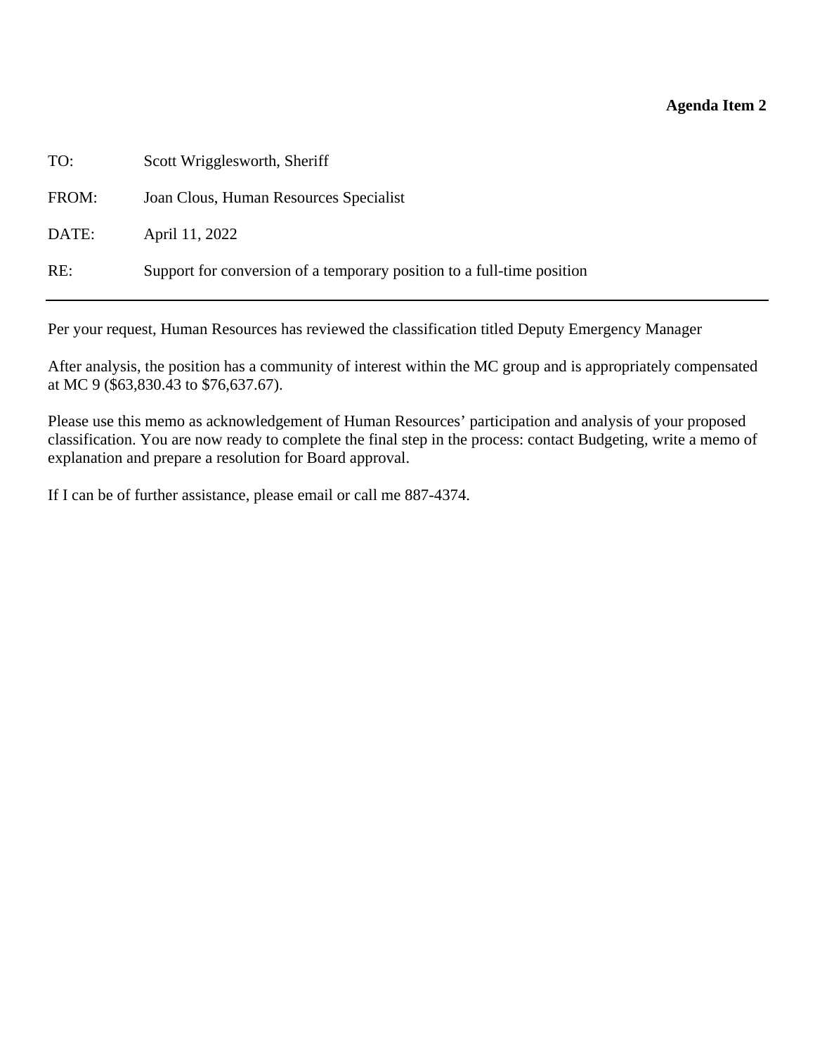**Agenda Item 2**

| | |
|---|---|
| TO: | Scott Wrigglesworth, Sheriff |
| FROM: | Joan Clous, Human Resources Specialist |
| DATE: | April 11, 2022 |
| RE: | Support for conversion of a temporary position to a full-time position |

---

Per your request, Human Resources has reviewed the classification titled Deputy Emergency Manager

After analysis, the position has a community of interest within the MC group and is appropriately compensated at MC 9 ($63,830.43 to $76,637.67).

Please use this memo as acknowledgement of Human Resources' participation and analysis of your proposed classification. You are now ready to complete the final step in the process: contact Budgeting, write a memo of explanation and prepare a resolution for Board approval.

If I can be of further assistance, please email or call me 887-4374.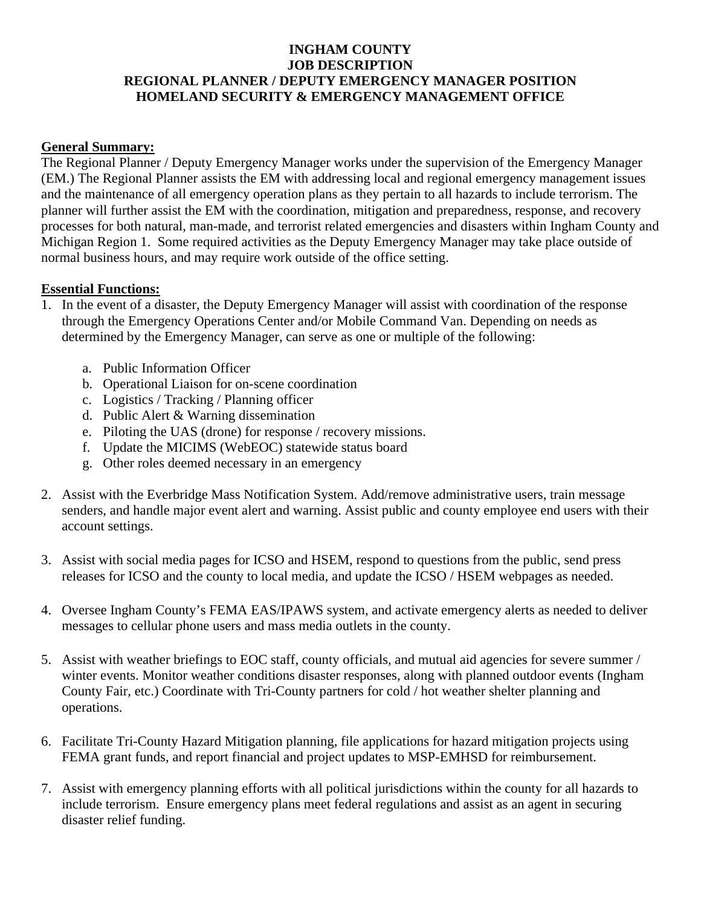**INGHAM COUNTY**
**JOB DESCRIPTION**
**REGIONAL PLANNER / DEPUTY EMERGENCY MANAGER POSITION**
**HOMELAND SECURITY & EMERGENCY MANAGEMENT OFFICE**

**General Summary:**

The Regional Planner / Deputy Emergency Manager works under the supervision of the Emergency Manager (EM.) The Regional Planner assists the EM with addressing local and regional emergency management issues and the maintenance of all emergency operation plans as they pertain to all hazards to include terrorism. The planner will further assist the EM with the coordination, mitigation and preparedness, response, and recovery processes for both natural, man-made, and terrorist related emergencies and disasters within Ingham County and Michigan Region 1. Some required activities as the Deputy Emergency Manager may take place outside of normal business hours, and may require work outside of the office setting.

**Essential Functions:**

1. In the event of a disaster, the Deputy Emergency Manager will assist with coordination of the response through the Emergency Operations Center and/or Mobile Command Van. Depending on needs as determined by the Emergency Manager, can serve as one or multiple of the following:

   a. Public Information Officer
   b. Operational Liaison for on-scene coordination
   c. Logistics / Tracking / Planning officer
   d. Public Alert & Warning dissemination
   e. Piloting the UAS (drone) for response / recovery missions.
   f. Update the MICIMS (WebEOC) statewide status board
   g. Other roles deemed necessary in an emergency

2. Assist with the Everbridge Mass Notification System. Add/remove administrative users, train message senders, and handle major event alert and warning. Assist public and county employee end users with their account settings.

3. Assist with social media pages for ICSO and HSEM, respond to questions from the public, send press releases for ICSO and the county to local media, and update the ICSO / HSEM webpages as needed.

4. Oversee Ingham County's FEMA EAS/IPAWS system, and activate emergency alerts as needed to deliver messages to cellular phone users and mass media outlets in the county.

5. Assist with weather briefings to EOC staff, county officials, and mutual aid agencies for severe summer / winter events. Monitor weather conditions disaster responses, along with planned outdoor events (Ingham County Fair, etc.) Coordinate with Tri-County partners for cold / hot weather shelter planning and operations.

6. Facilitate Tri-County Hazard Mitigation planning, file applications for hazard mitigation projects using FEMA grant funds, and report financial and project updates to MSP-EMHSD for reimbursement.

7. Assist with emergency planning efforts with all political jurisdictions within the county for all hazards to include terrorism. Ensure emergency plans meet federal regulations and assist as an agent in securing disaster relief funding.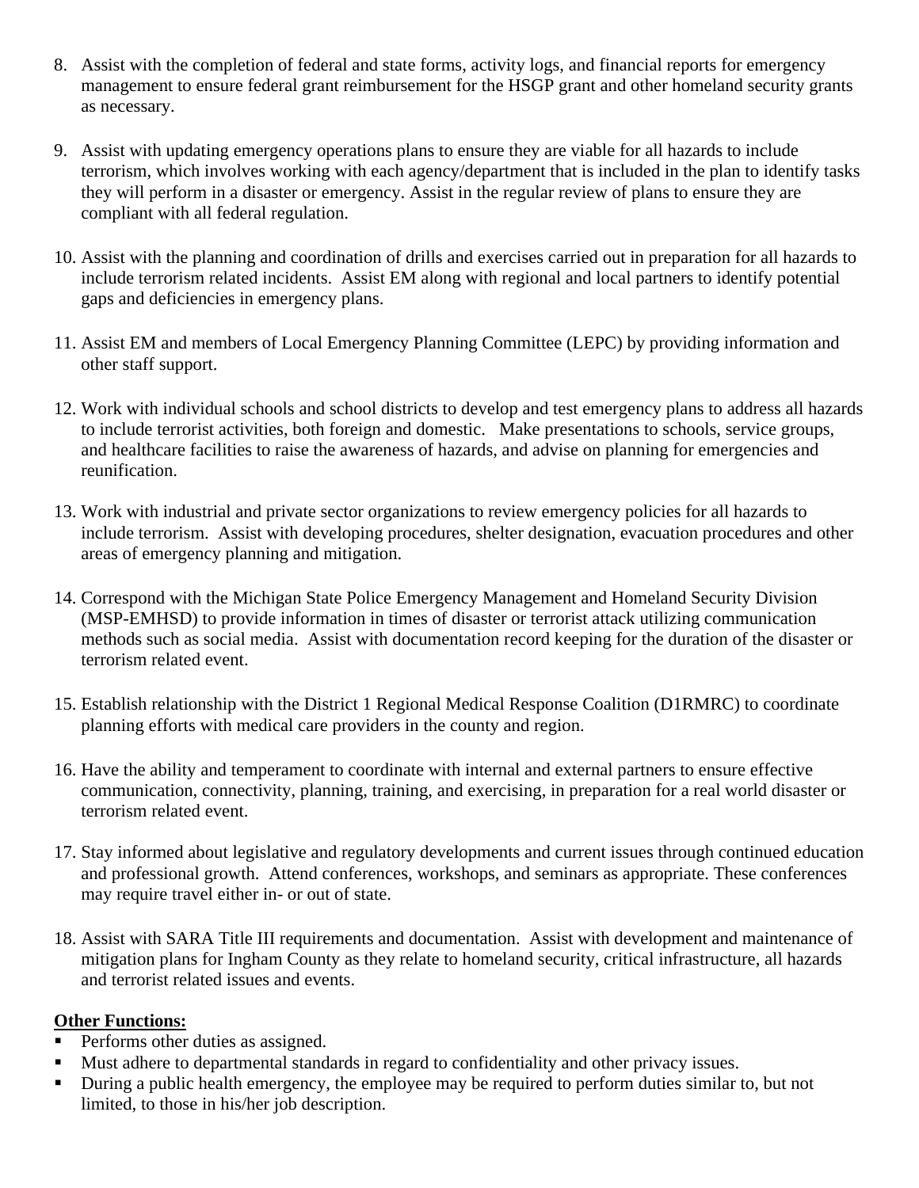8. Assist with the completion of federal and state forms, activity logs, and financial reports for emergency management to ensure federal grant reimbursement for the HSGP grant and other homeland security grants as necessary.

9. Assist with updating emergency operations plans to ensure they are viable for all hazards to include terrorism, which involves working with each agency/department that is included in the plan to identify tasks they will perform in a disaster or emergency. Assist in the regular review of plans to ensure they are compliant with all federal regulation.

10. Assist with the planning and coordination of drills and exercises carried out in preparation for all hazards to include terrorism related incidents. Assist EM along with regional and local partners to identify potential gaps and deficiencies in emergency plans.

11. Assist EM and members of Local Emergency Planning Committee (LEPC) by providing information and other staff support.

12. Work with individual schools and school districts to develop and test emergency plans to address all hazards to include terrorist activities, both foreign and domestic. Make presentations to schools, service groups, and healthcare facilities to raise the awareness of hazards, and advise on planning for emergencies and reunification.

13. Work with industrial and private sector organizations to review emergency policies for all hazards to include terrorism. Assist with developing procedures, shelter designation, evacuation procedures and other areas of emergency planning and mitigation.

14. Correspond with the Michigan State Police Emergency Management and Homeland Security Division (MSP-EMHSD) to provide information in times of disaster or terrorist attack utilizing communication methods such as social media. Assist with documentation record keeping for the duration of the disaster or terrorism related event.

15. Establish relationship with the District 1 Regional Medical Response Coalition (D1RMRC) to coordinate planning efforts with medical care providers in the county and region.

16. Have the ability and temperament to coordinate with internal and external partners to ensure effective communication, connectivity, planning, training, and exercising, in preparation for a real world disaster or terrorism related event.

17. Stay informed about legislative and regulatory developments and current issues through continued education and professional growth. Attend conferences, workshops, and seminars as appropriate. These conferences may require travel either in- or out of state.

18. Assist with SARA Title III requirements and documentation. Assist with development and maintenance of mitigation plans for Ingham County as they relate to homeland security, critical infrastructure, all hazards and terrorist related issues and events.

**Other Functions:**

- Performs other duties as assigned.
- Must adhere to departmental standards in regard to confidentiality and other privacy issues.
- During a public health emergency, the employee may be required to perform duties similar to, but not limited, to those in his/her job description.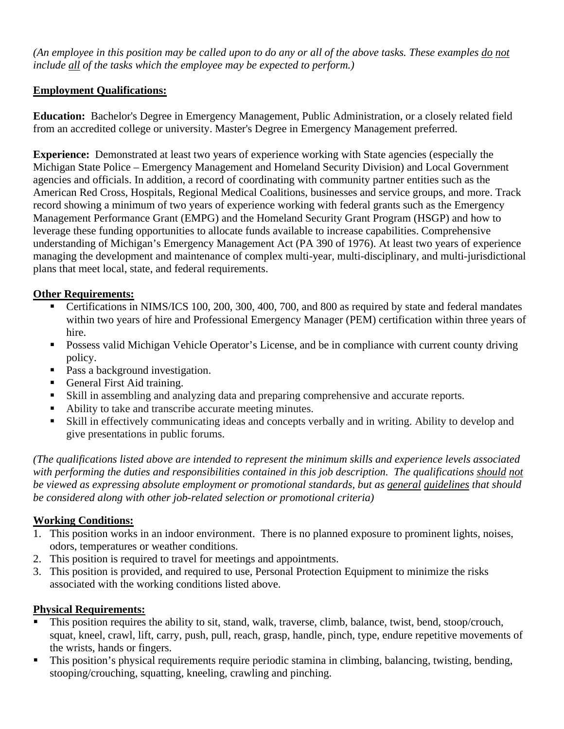*(An employee in this position may be called upon to do any or all of the above tasks. These examples do not include all of the tasks which the employee may be expected to perform.)*

**Employment Qualifications:**

**Education:** Bachelor's Degree in Emergency Management, Public Administration, or a closely related field from an accredited college or university. Master's Degree in Emergency Management preferred.

**Experience:** Demonstrated at least two years of experience working with State agencies (especially the Michigan State Police – Emergency Management and Homeland Security Division) and Local Government agencies and officials. In addition, a record of coordinating with community partner entities such as the American Red Cross, Hospitals, Regional Medical Coalitions, businesses and service groups, and more. Track record showing a minimum of two years of experience working with federal grants such as the Emergency Management Performance Grant (EMPG) and the Homeland Security Grant Program (HSGP) and how to leverage these funding opportunities to allocate funds available to increase capabilities. Comprehensive understanding of Michigan's Emergency Management Act (PA 390 of 1976). At least two years of experience managing the development and maintenance of complex multi-year, multi-disciplinary, and multi-jurisdictional plans that meet local, state, and federal requirements.

**Other Requirements:**

- Certifications in NIMS/ICS 100, 200, 300, 400, 700, and 800 as required by state and federal mandates within two years of hire and Professional Emergency Manager (PEM) certification within three years of hire.
- Possess valid Michigan Vehicle Operator's License, and be in compliance with current county driving policy.
- Pass a background investigation.
- General First Aid training.
- Skill in assembling and analyzing data and preparing comprehensive and accurate reports.
- Ability to take and transcribe accurate meeting minutes.
- Skill in effectively communicating ideas and concepts verbally and in writing. Ability to develop and give presentations in public forums.

*(The qualifications listed above are intended to represent the minimum skills and experience levels associated with performing the duties and responsibilities contained in this job description. The qualifications should not be viewed as expressing absolute employment or promotional standards, but as general guidelines that should be considered along with other job-related selection or promotional criteria)*

**Working Conditions:**

1. This position works in an indoor environment. There is no planned exposure to prominent lights, noises, odors, temperatures or weather conditions.
2. This position is required to travel for meetings and appointments.
3. This position is provided, and required to use, Personal Protection Equipment to minimize the risks associated with the working conditions listed above.

**Physical Requirements:**

- This position requires the ability to sit, stand, walk, traverse, climb, balance, twist, bend, stoop/crouch, squat, kneel, crawl, lift, carry, push, pull, reach, grasp, handle, pinch, type, endure repetitive movements of the wrists, hands or fingers.
- This position's physical requirements require periodic stamina in climbing, balancing, twisting, bending, stooping/crouching, squatting, kneeling, crawling and pinching.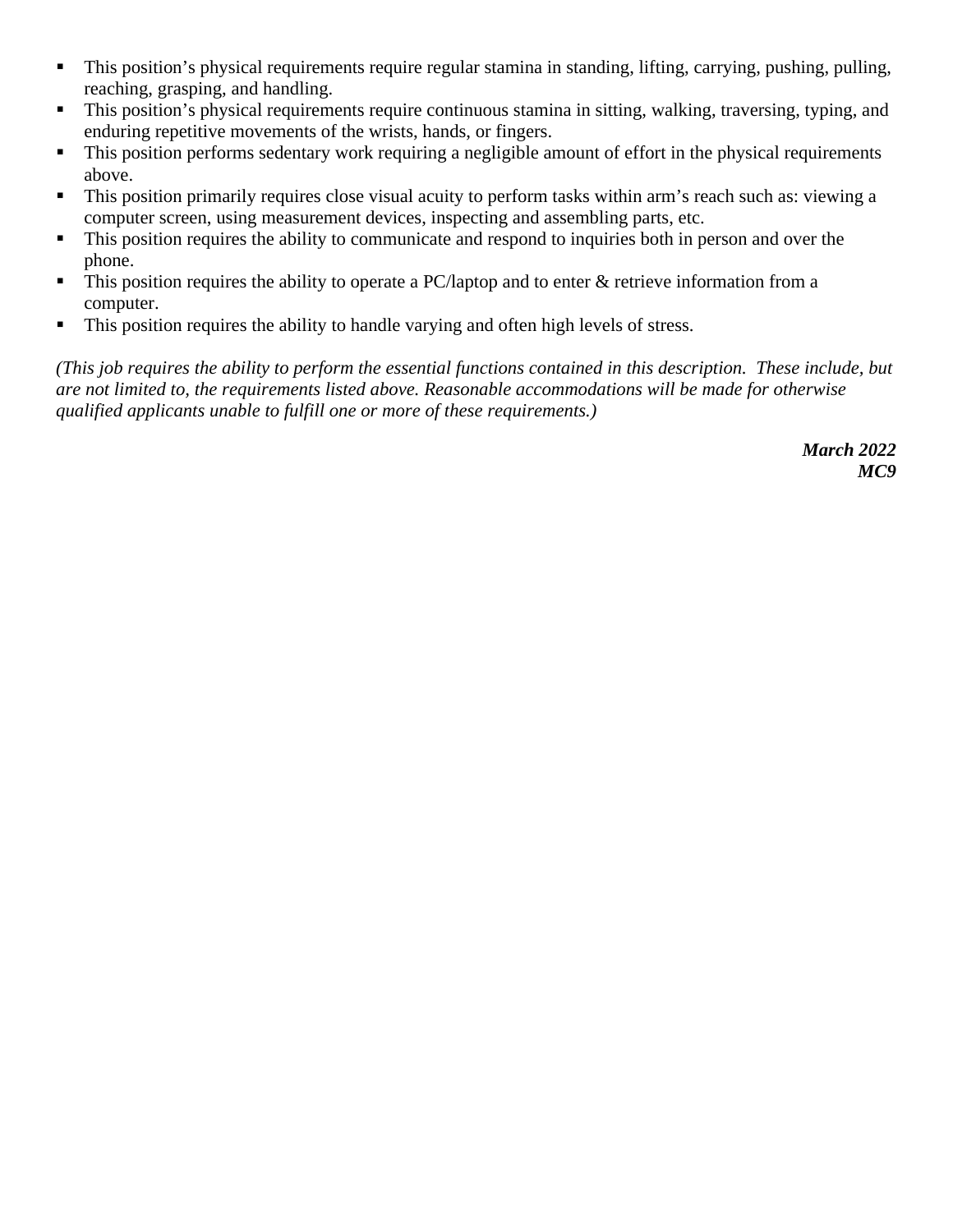- This position's physical requirements require regular stamina in standing, lifting, carrying, pushing, pulling, reaching, grasping, and handling.
- This position's physical requirements require continuous stamina in sitting, walking, traversing, typing, and enduring repetitive movements of the wrists, hands, or fingers.
- This position performs sedentary work requiring a negligible amount of effort in the physical requirements above.
- This position primarily requires close visual acuity to perform tasks within arm's reach such as: viewing a computer screen, using measurement devices, inspecting and assembling parts, etc.
- This position requires the ability to communicate and respond to inquiries both in person and over the phone.
- This position requires the ability to operate a PC/laptop and to enter & retrieve information from a computer.
- This position requires the ability to handle varying and often high levels of stress.

*(This job requires the ability to perform the essential functions contained in this description. These include, but are not limited to, the requirements listed above. Reasonable accommodations will be made for otherwise qualified applicants unable to fulfill one or more of these requirements.)*

***March 2022***
***MC9***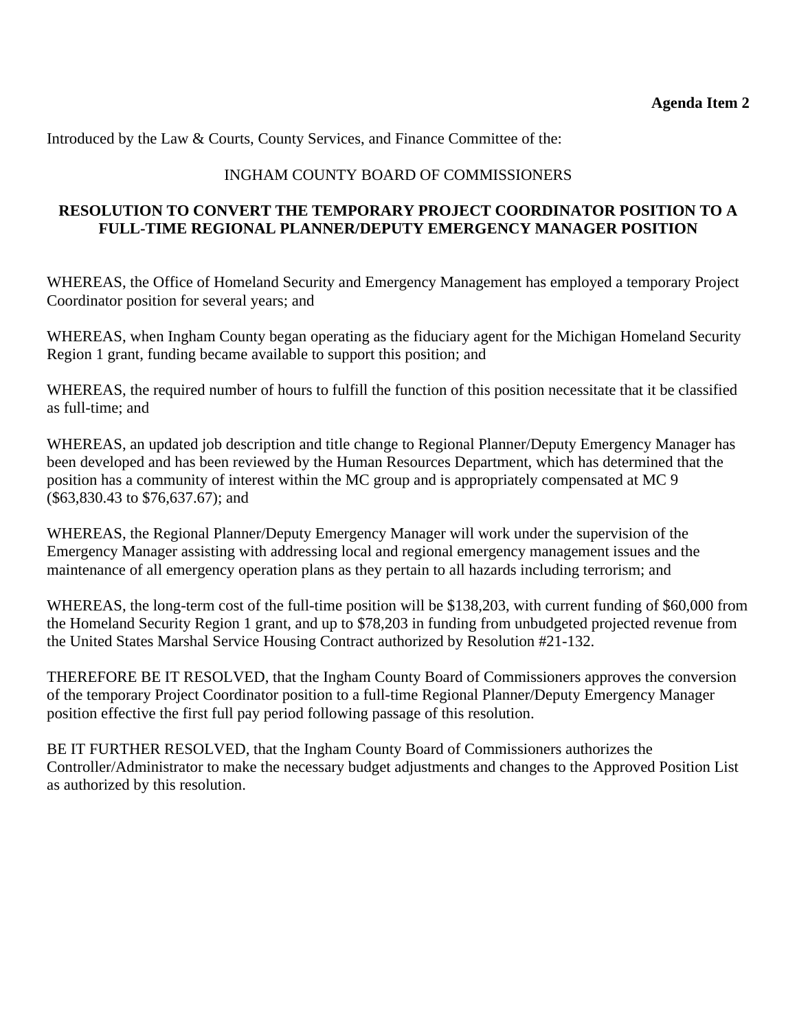**Agenda Item 2**

Introduced by the Law & Courts, County Services, and Finance Committee of the:

INGHAM COUNTY BOARD OF COMMISSIONERS

**RESOLUTION TO CONVERT THE TEMPORARY PROJECT COORDINATOR POSITION TO A FULL-TIME REGIONAL PLANNER/DEPUTY EMERGENCY MANAGER POSITION**

WHEREAS, the Office of Homeland Security and Emergency Management has employed a temporary Project Coordinator position for several years; and

WHEREAS, when Ingham County began operating as the fiduciary agent for the Michigan Homeland Security Region 1 grant, funding became available to support this position; and

WHEREAS, the required number of hours to fulfill the function of this position necessitate that it be classified as full-time; and

WHEREAS, an updated job description and title change to Regional Planner/Deputy Emergency Manager has been developed and has been reviewed by the Human Resources Department, which has determined that the position has a community of interest within the MC group and is appropriately compensated at MC 9 ($63,830.43 to $76,637.67); and

WHEREAS, the Regional Planner/Deputy Emergency Manager will work under the supervision of the Emergency Manager assisting with addressing local and regional emergency management issues and the maintenance of all emergency operation plans as they pertain to all hazards including terrorism; and

WHEREAS, the long-term cost of the full-time position will be $138,203, with current funding of $60,000 from the Homeland Security Region 1 grant, and up to $78,203 in funding from unbudgeted projected revenue from the United States Marshal Service Housing Contract authorized by Resolution #21-132.

THEREFORE BE IT RESOLVED, that the Ingham County Board of Commissioners approves the conversion of the temporary Project Coordinator position to a full-time Regional Planner/Deputy Emergency Manager position effective the first full pay period following passage of this resolution.

BE IT FURTHER RESOLVED, that the Ingham County Board of Commissioners authorizes the Controller/Administrator to make the necessary budget adjustments and changes to the Approved Position List as authorized by this resolution.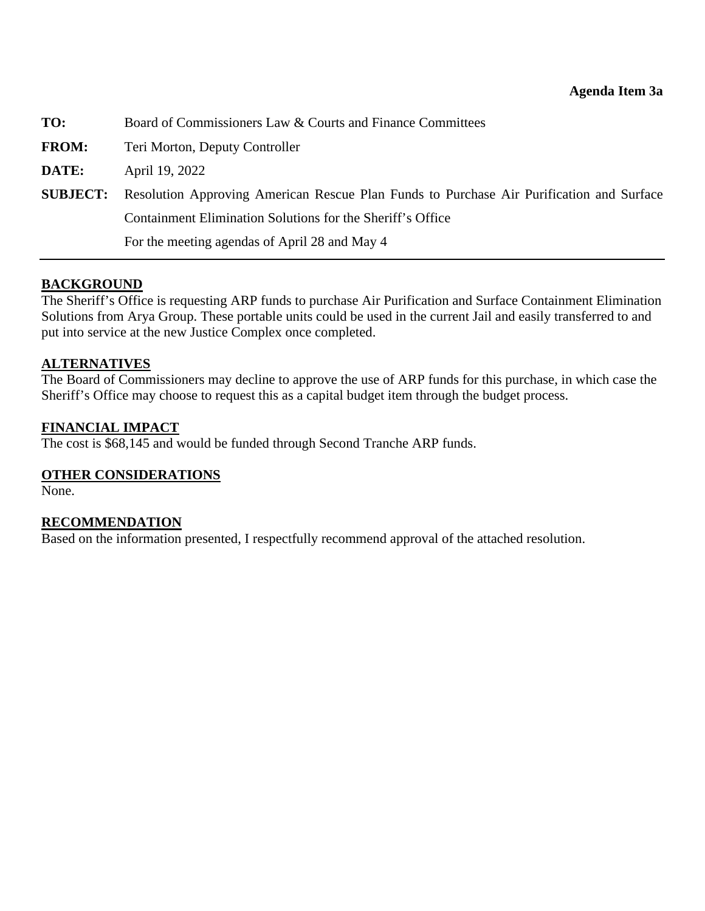**Agenda Item 3a**

**TO:** Board of Commissioners Law & Courts and Finance Committees

**FROM:** Teri Morton, Deputy Controller

**DATE:** April 19, 2022

**SUBJECT:** Resolution Approving American Rescue Plan Funds to Purchase Air Purification and Surface Containment Elimination Solutions for the Sheriff's Office
For the meeting agendas of April 28 and May 4

---

## BACKGROUND

The Sheriff's Office is requesting ARP funds to purchase Air Purification and Surface Containment Elimination Solutions from Arya Group. These portable units could be used in the current Jail and easily transferred to and put into service at the new Justice Complex once completed.

## ALTERNATIVES

The Board of Commissioners may decline to approve the use of ARP funds for this purchase, in which case the Sheriff's Office may choose to request this as a capital budget item through the budget process.

## FINANCIAL IMPACT

The cost is $68,145 and would be funded through Second Tranche ARP funds.

## OTHER CONSIDERATIONS

None.

## RECOMMENDATION

Based on the information presented, I respectfully recommend approval of the attached resolution.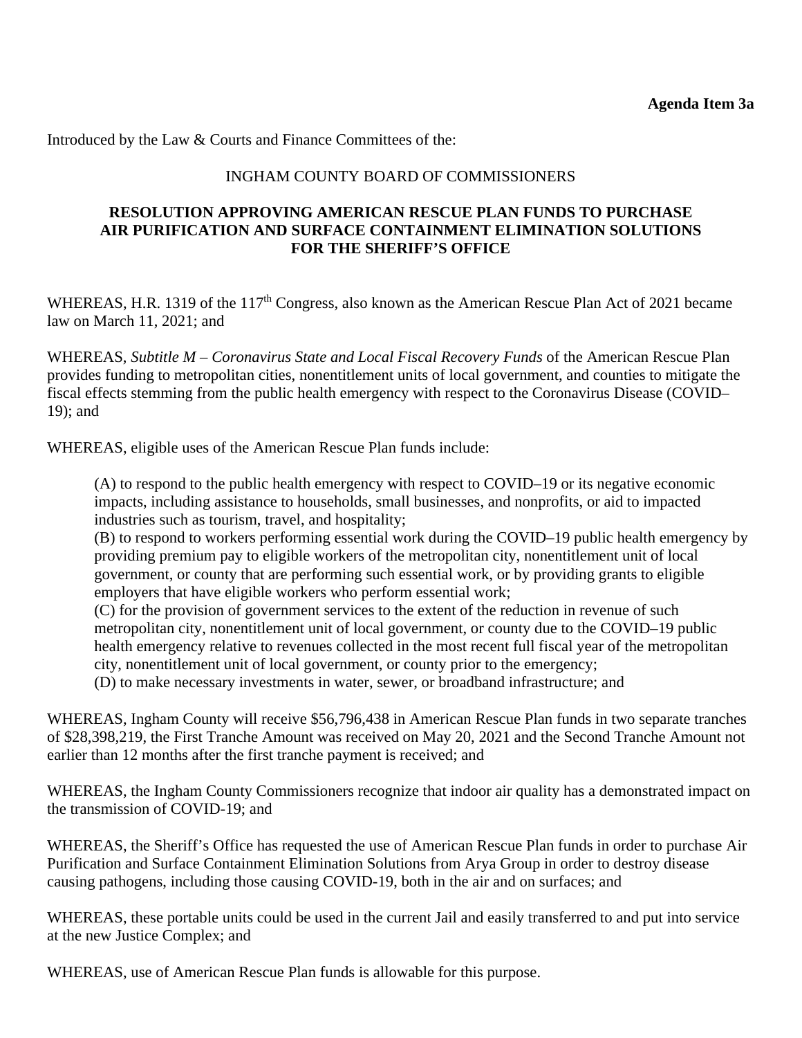**Agenda Item 3a**

Introduced by the Law & Courts and Finance Committees of the:

INGHAM COUNTY BOARD OF COMMISSIONERS

**RESOLUTION APPROVING AMERICAN RESCUE PLAN FUNDS TO PURCHASE AIR PURIFICATION AND SURFACE CONTAINMENT ELIMINATION SOLUTIONS FOR THE SHERIFF'S OFFICE**

WHEREAS, H.R. 1319 of the 117th Congress, also known as the American Rescue Plan Act of 2021 became law on March 11, 2021; and

WHEREAS, *Subtitle M – Coronavirus State and Local Fiscal Recovery Funds* of the American Rescue Plan provides funding to metropolitan cities, nonentitlement units of local government, and counties to mitigate the fiscal effects stemming from the public health emergency with respect to the Coronavirus Disease (COVID–19); and

WHEREAS, eligible uses of the American Rescue Plan funds include:

(A) to respond to the public health emergency with respect to COVID–19 or its negative economic impacts, including assistance to households, small businesses, and nonprofits, or aid to impacted industries such as tourism, travel, and hospitality;
(B) to respond to workers performing essential work during the COVID–19 public health emergency by providing premium pay to eligible workers of the metropolitan city, nonentitlement unit of local government, or county that are performing such essential work, or by providing grants to eligible employers that have eligible workers who perform essential work;
(C) for the provision of government services to the extent of the reduction in revenue of such metropolitan city, nonentitlement unit of local government, or county due to the COVID–19 public health emergency relative to revenues collected in the most recent full fiscal year of the metropolitan city, nonentitlement unit of local government, or county prior to the emergency;
(D) to make necessary investments in water, sewer, or broadband infrastructure; and

WHEREAS, Ingham County will receive $56,796,438 in American Rescue Plan funds in two separate tranches of $28,398,219, the First Tranche Amount was received on May 20, 2021 and the Second Tranche Amount not earlier than 12 months after the first tranche payment is received; and

WHEREAS, the Ingham County Commissioners recognize that indoor air quality has a demonstrated impact on the transmission of COVID-19; and

WHEREAS, the Sheriff's Office has requested the use of American Rescue Plan funds in order to purchase Air Purification and Surface Containment Elimination Solutions from Arya Group in order to destroy disease causing pathogens, including those causing COVID-19, both in the air and on surfaces; and

WHEREAS, these portable units could be used in the current Jail and easily transferred to and put into service at the new Justice Complex; and

WHEREAS, use of American Rescue Plan funds is allowable for this purpose.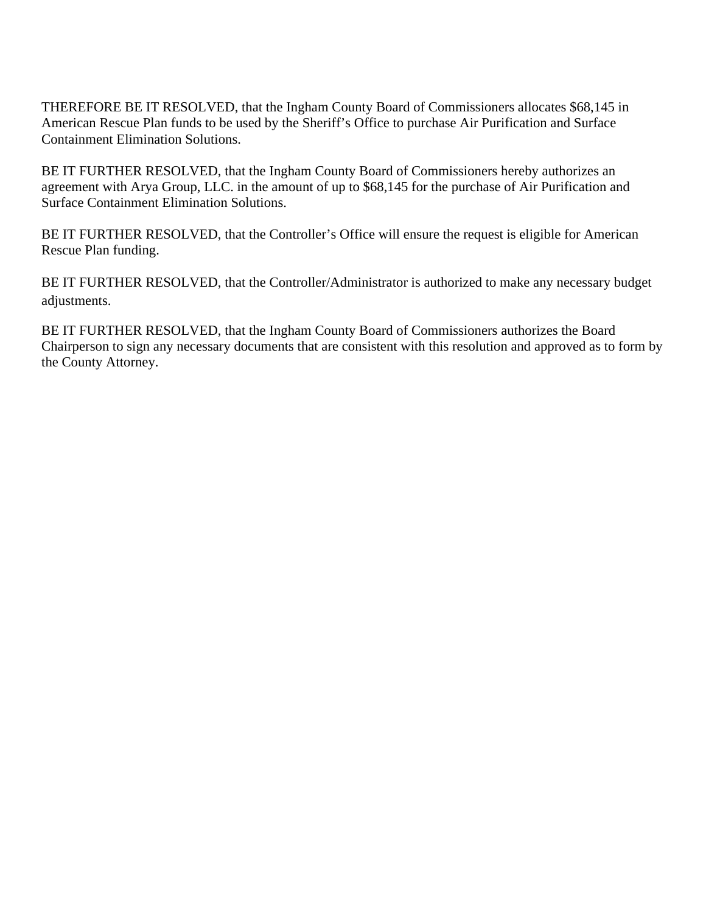THEREFORE BE IT RESOLVED, that the Ingham County Board of Commissioners allocates $68,145 in American Rescue Plan funds to be used by the Sheriff's Office to purchase Air Purification and Surface Containment Elimination Solutions.

BE IT FURTHER RESOLVED, that the Ingham County Board of Commissioners hereby authorizes an agreement with Arya Group, LLC. in the amount of up to $68,145 for the purchase of Air Purification and Surface Containment Elimination Solutions.

BE IT FURTHER RESOLVED, that the Controller's Office will ensure the request is eligible for American Rescue Plan funding.

BE IT FURTHER RESOLVED, that the Controller/Administrator is authorized to make any necessary budget adjustments.

BE IT FURTHER RESOLVED, that the Ingham County Board of Commissioners authorizes the Board Chairperson to sign any necessary documents that are consistent with this resolution and approved as to form by the County Attorney.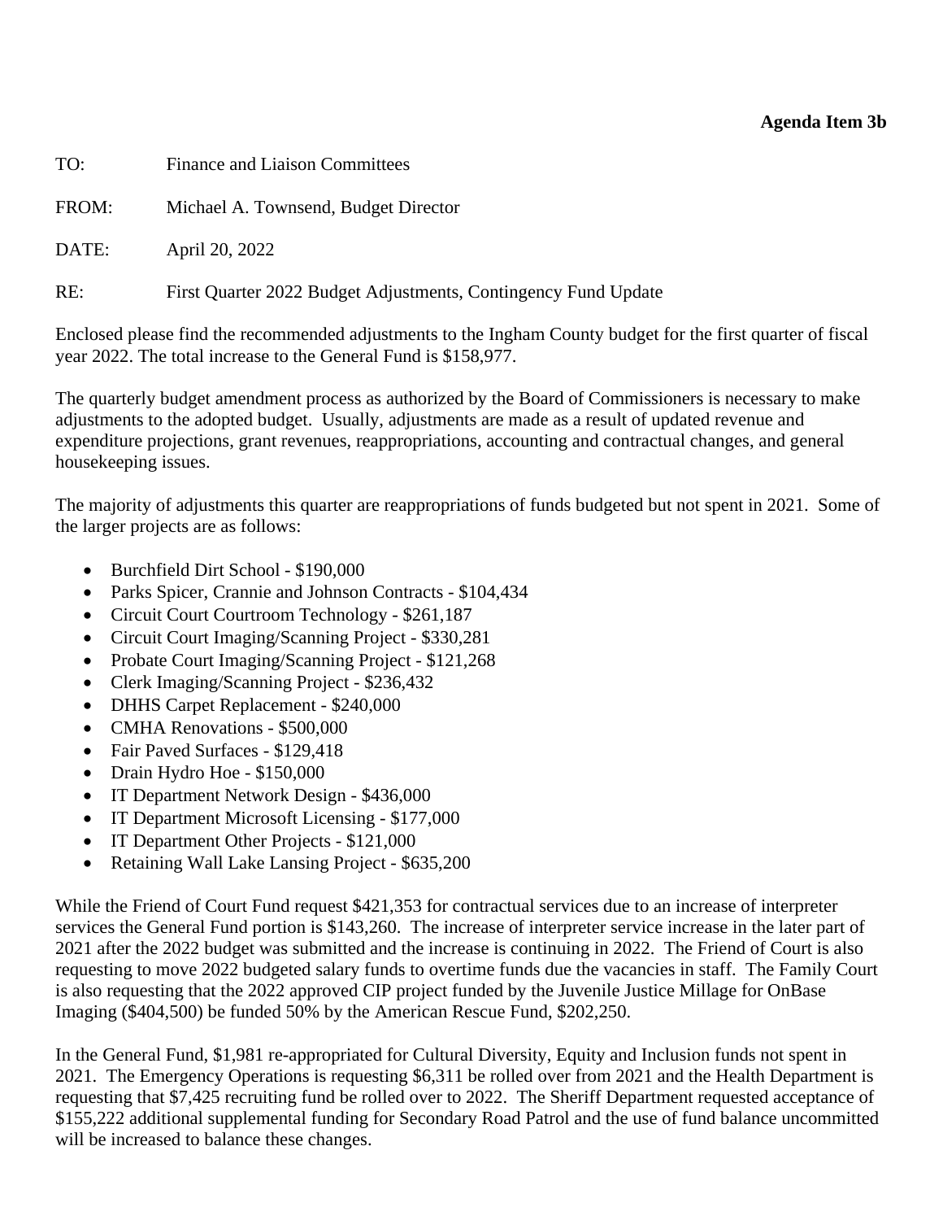**Agenda Item 3b**

TO: Finance and Liaison Committees

FROM: Michael A. Townsend, Budget Director

DATE: April 20, 2022

RE: First Quarter 2022 Budget Adjustments, Contingency Fund Update

Enclosed please find the recommended adjustments to the Ingham County budget for the first quarter of fiscal year 2022. The total increase to the General Fund is $158,977.

The quarterly budget amendment process as authorized by the Board of Commissioners is necessary to make adjustments to the adopted budget. Usually, adjustments are made as a result of updated revenue and expenditure projections, grant revenues, reappropriations, accounting and contractual changes, and general housekeeping issues.

The majority of adjustments this quarter are reappropriations of funds budgeted but not spent in 2021. Some of the larger projects are as follows:

- Burchfield Dirt School - $190,000
- Parks Spicer, Crannie and Johnson Contracts - $104,434
- Circuit Court Courtroom Technology - $261,187
- Circuit Court Imaging/Scanning Project - $330,281
- Probate Court Imaging/Scanning Project - $121,268
- Clerk Imaging/Scanning Project - $236,432
- DHHS Carpet Replacement - $240,000
- CMHA Renovations - $500,000
- Fair Paved Surfaces - $129,418
- Drain Hydro Hoe - $150,000
- IT Department Network Design - $436,000
- IT Department Microsoft Licensing - $177,000
- IT Department Other Projects - $121,000
- Retaining Wall Lake Lansing Project - $635,200

While the Friend of Court Fund request $421,353 for contractual services due to an increase of interpreter services the General Fund portion is $143,260. The increase of interpreter service increase in the later part of 2021 after the 2022 budget was submitted and the increase is continuing in 2022. The Friend of Court is also requesting to move 2022 budgeted salary funds to overtime funds due the vacancies in staff. The Family Court is also requesting that the 2022 approved CIP project funded by the Juvenile Justice Millage for OnBase Imaging ($404,500) be funded 50% by the American Rescue Fund, $202,250.

In the General Fund, $1,981 re-appropriated for Cultural Diversity, Equity and Inclusion funds not spent in 2021. The Emergency Operations is requesting $6,311 be rolled over from 2021 and the Health Department is requesting that $7,425 recruiting fund be rolled over to 2022. The Sheriff Department requested acceptance of $155,222 additional supplemental funding for Secondary Road Patrol and the use of fund balance uncommitted will be increased to balance these changes.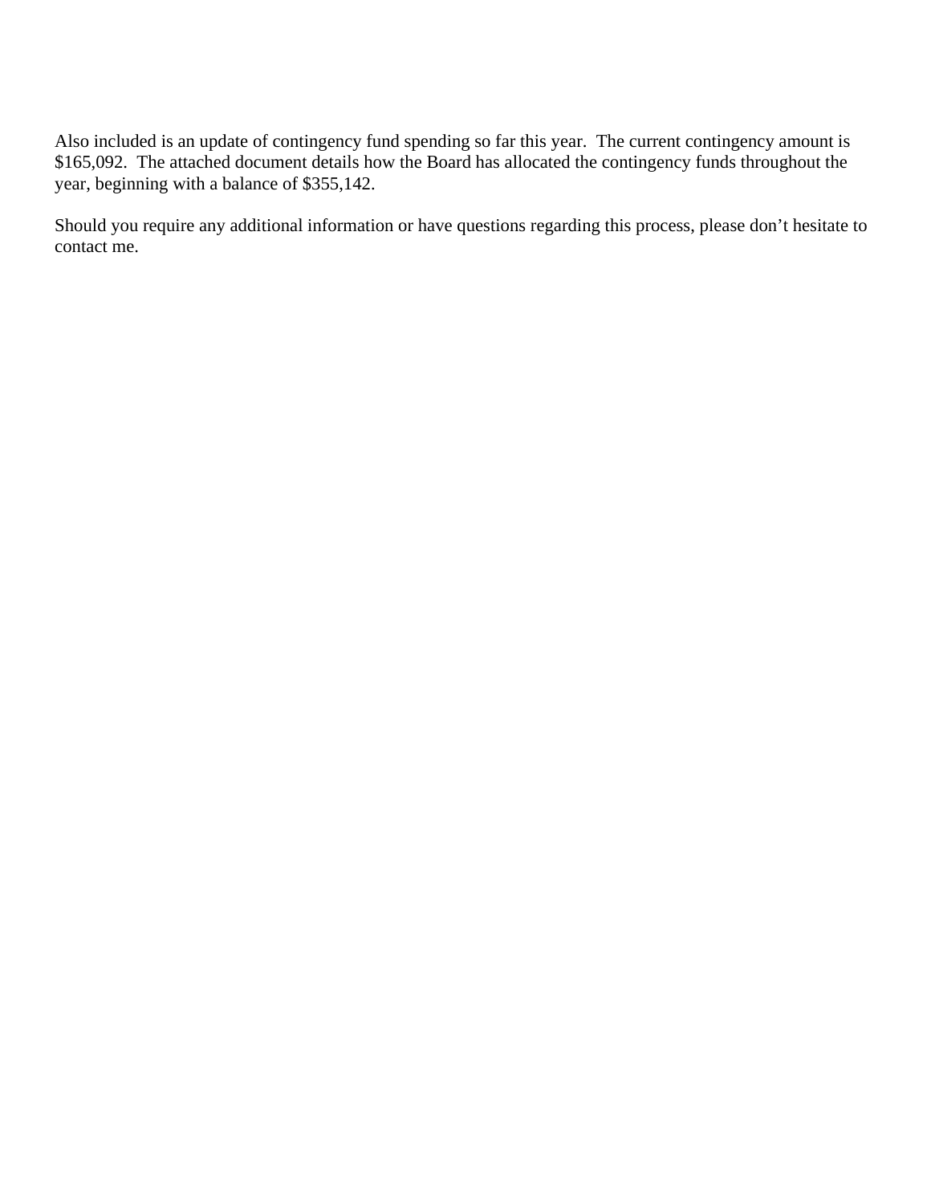Also included is an update of contingency fund spending so far this year. The current contingency amount is $165,092. The attached document details how the Board has allocated the contingency funds throughout the year, beginning with a balance of $355,142.

Should you require any additional information or have questions regarding this process, please don't hesitate to contact me.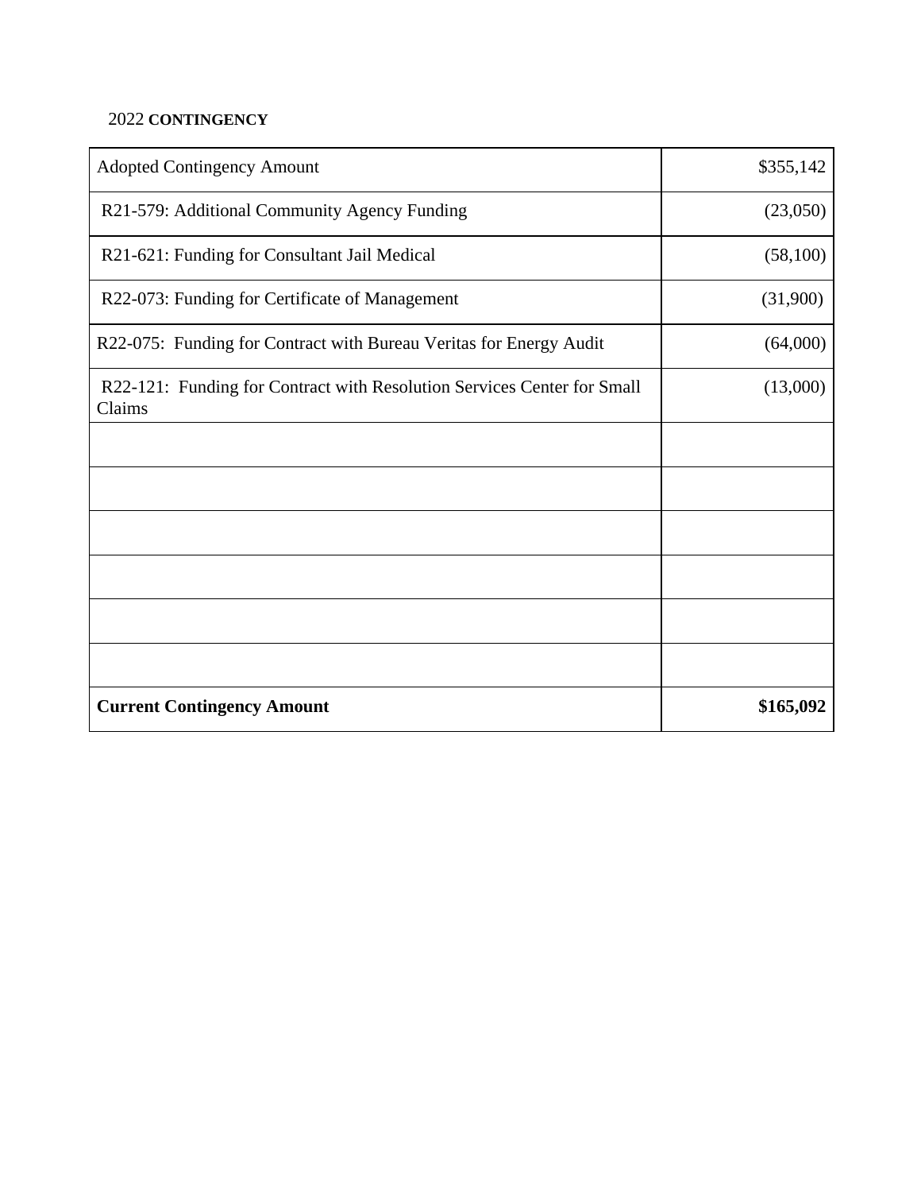2022 **CONTINGENCY**

| | |
|---|---:|
| Adopted Contingency Amount | $355,142 |
| R21-579: Additional Community Agency Funding | (23,050) |
| R21-621: Funding for Consultant Jail Medical | (58,100) |
| R22-073: Funding for Certificate of Management | (31,900) |
| R22-075: Funding for Contract with Bureau Veritas for Energy Audit | (64,000) |
| R22-121: Funding for Contract with Resolution Services Center for Small Claims | (13,000) |
| | |
| | |
| | |
| | |
| | |
| | |
| **Current Contingency Amount** | **$165,092** |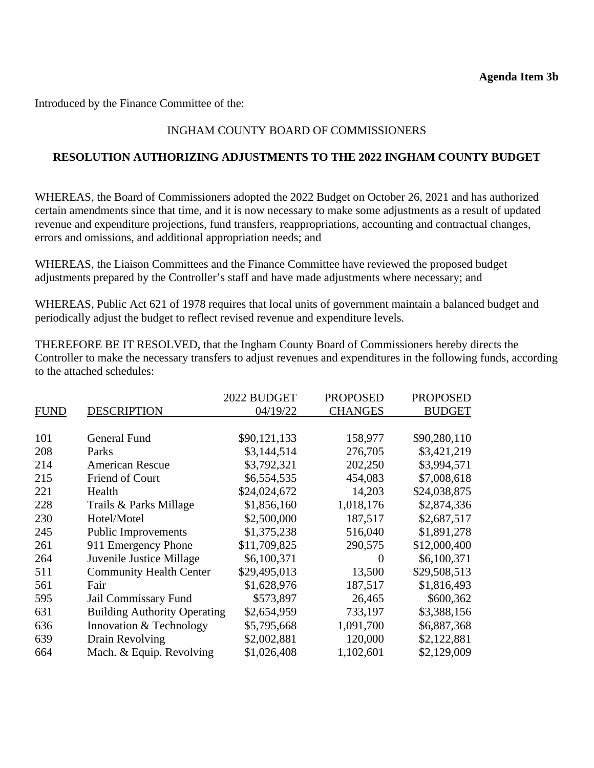**Agenda Item 3b**

Introduced by the Finance Committee of the:

INGHAM COUNTY BOARD OF COMMISSIONERS

**RESOLUTION AUTHORIZING ADJUSTMENTS TO THE 2022 INGHAM COUNTY BUDGET**

WHEREAS, the Board of Commissioners adopted the 2022 Budget on October 26, 2021 and has authorized certain amendments since that time, and it is now necessary to make some adjustments as a result of updated revenue and expenditure projections, fund transfers, reappropriations, accounting and contractual changes, errors and omissions, and additional appropriation needs; and

WHEREAS, the Liaison Committees and the Finance Committee have reviewed the proposed budget adjustments prepared by the Controller's staff and have made adjustments where necessary; and

WHEREAS, Public Act 621 of 1978 requires that local units of government maintain a balanced budget and periodically adjust the budget to reflect revised revenue and expenditure levels.

THEREFORE BE IT RESOLVED, that the Ingham County Board of Commissioners hereby directs the Controller to make the necessary transfers to adjust revenues and expenditures in the following funds, according to the attached schedules:

| FUND | DESCRIPTION | 2022 BUDGET 04/19/22 | PROPOSED CHANGES | PROPOSED BUDGET |
|---|---|---|---|---|
| 101 | General Fund | $90,121,133 | 158,977 | $90,280,110 |
| 208 | Parks | $3,144,514 | 276,705 | $3,421,219 |
| 214 | American Rescue | $3,792,321 | 202,250 | $3,994,571 |
| 215 | Friend of Court | $6,554,535 | 454,083 | $7,008,618 |
| 221 | Health | $24,024,672 | 14,203 | $24,038,875 |
| 228 | Trails & Parks Millage | $1,856,160 | 1,018,176 | $2,874,336 |
| 230 | Hotel/Motel | $2,500,000 | 187,517 | $2,687,517 |
| 245 | Public Improvements | $1,375,238 | 516,040 | $1,891,278 |
| 261 | 911 Emergency Phone | $11,709,825 | 290,575 | $12,000,400 |
| 264 | Juvenile Justice Millage | $6,100,371 | 0 | $6,100,371 |
| 511 | Community Health Center | $29,495,013 | 13,500 | $29,508,513 |
| 561 | Fair | $1,628,976 | 187,517 | $1,816,493 |
| 595 | Jail Commissary Fund | $573,897 | 26,465 | $600,362 |
| 631 | Building Authority Operating | $2,654,959 | 733,197 | $3,388,156 |
| 636 | Innovation & Technology | $5,795,668 | 1,091,700 | $6,887,368 |
| 639 | Drain Revolving | $2,002,881 | 120,000 | $2,122,881 |
| 664 | Mach. & Equip. Revolving | $1,026,408 | 1,102,601 | $2,129,009 |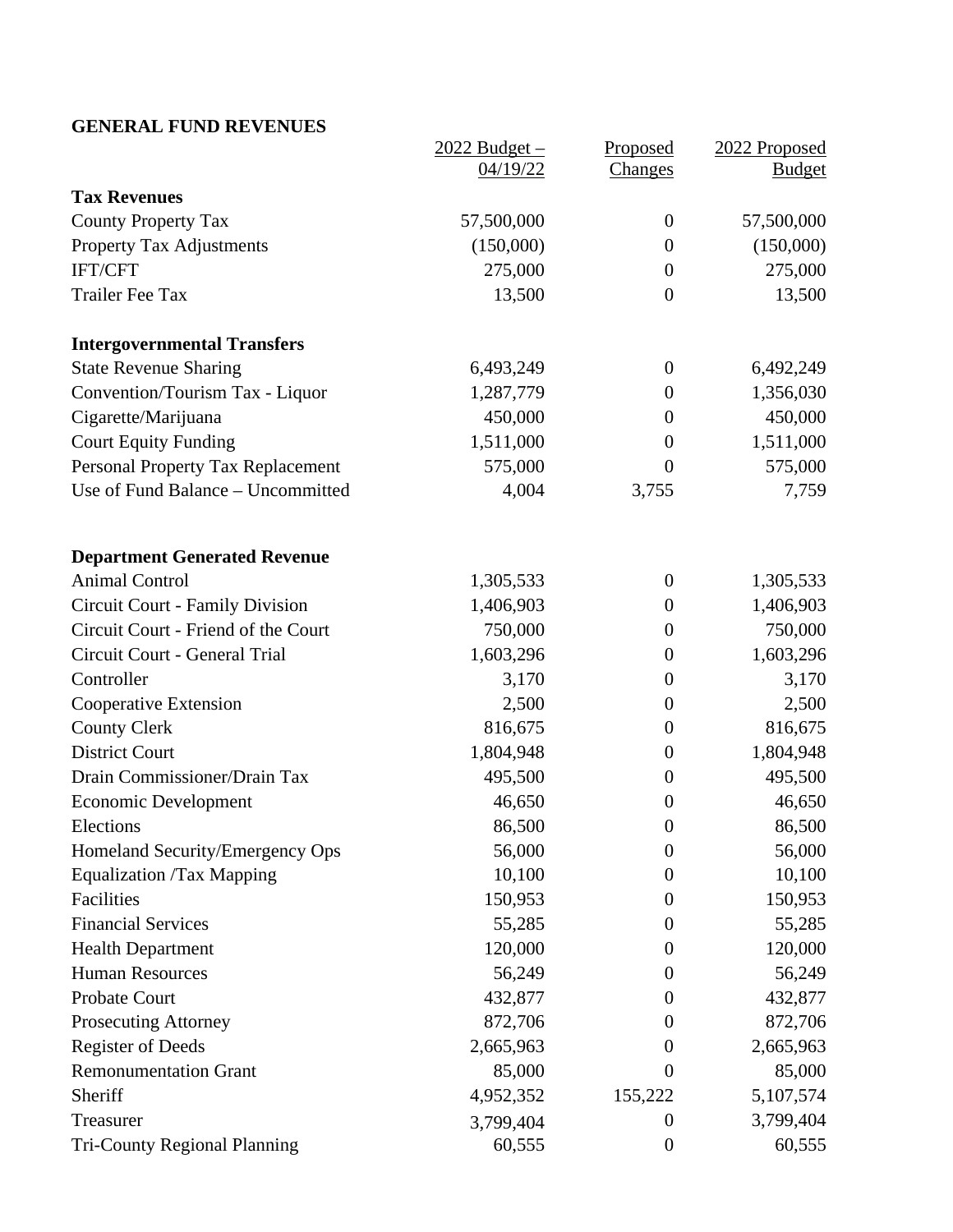**GENERAL FUND REVENUES**

| | 2022 Budget – 04/19/22 | Proposed Changes | 2022 Proposed Budget |
|---|---|---|---|
| **Tax Revenues** | | | |
| County Property Tax | 57,500,000 | 0 | 57,500,000 |
| Property Tax Adjustments | (150,000) | 0 | (150,000) |
| IFT/CFT | 275,000 | 0 | 275,000 |
| Trailer Fee Tax | 13,500 | 0 | 13,500 |
| | | | |
| **Intergovernmental Transfers** | | | |
| State Revenue Sharing | 6,493,249 | 0 | 6,492,249 |
| Convention/Tourism Tax - Liquor | 1,287,779 | 0 | 1,356,030 |
| Cigarette/Marijuana | 450,000 | 0 | 450,000 |
| Court Equity Funding | 1,511,000 | 0 | 1,511,000 |
| Personal Property Tax Replacement | 575,000 | 0 | 575,000 |
| Use of Fund Balance – Uncommitted | 4,004 | 3,755 | 7,759 |
| | | | |
| **Department Generated Revenue** | | | |
| Animal Control | 1,305,533 | 0 | 1,305,533 |
| Circuit Court - Family Division | 1,406,903 | 0 | 1,406,903 |
| Circuit Court - Friend of the Court | 750,000 | 0 | 750,000 |
| Circuit Court - General Trial | 1,603,296 | 0 | 1,603,296 |
| Controller | 3,170 | 0 | 3,170 |
| Cooperative Extension | 2,500 | 0 | 2,500 |
| County Clerk | 816,675 | 0 | 816,675 |
| District Court | 1,804,948 | 0 | 1,804,948 |
| Drain Commissioner/Drain Tax | 495,500 | 0 | 495,500 |
| Economic Development | 46,650 | 0 | 46,650 |
| Elections | 86,500 | 0 | 86,500 |
| Homeland Security/Emergency Ops | 56,000 | 0 | 56,000 |
| Equalization /Tax Mapping | 10,100 | 0 | 10,100 |
| Facilities | 150,953 | 0 | 150,953 |
| Financial Services | 55,285 | 0 | 55,285 |
| Health Department | 120,000 | 0 | 120,000 |
| Human Resources | 56,249 | 0 | 56,249 |
| Probate Court | 432,877 | 0 | 432,877 |
| Prosecuting Attorney | 872,706 | 0 | 872,706 |
| Register of Deeds | 2,665,963 | 0 | 2,665,963 |
| Remonumentation Grant | 85,000 | 0 | 85,000 |
| Sheriff | 4,952,352 | 155,222 | 5,107,574 |
| Treasurer | 3,799,404 | 0 | 3,799,404 |
| Tri-County Regional Planning | 60,555 | 0 | 60,555 |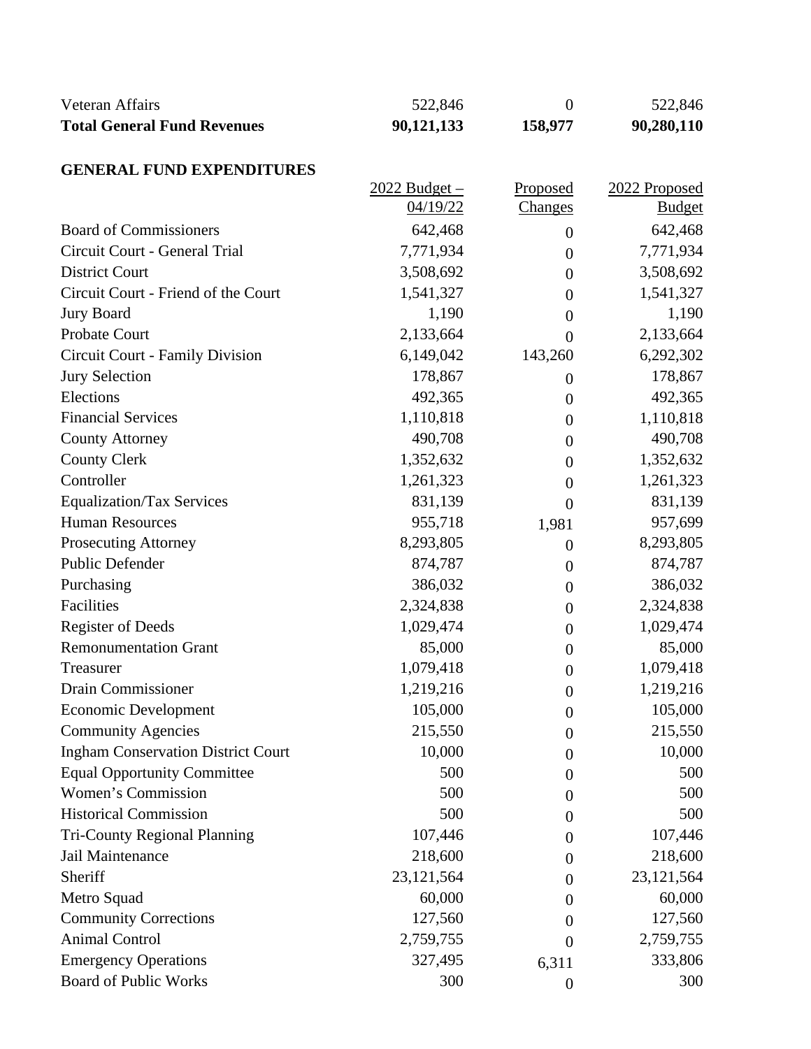| | | | |
|---|---|---|---|
| Veteran Affairs | 522,846 | 0 | 522,846 |
| **Total General Fund Revenues** | **90,121,133** | **158,977** | **90,280,110** |

**GENERAL FUND EXPENDITURES**

| | 2022 Budget – 04/19/22 | Proposed Changes | 2022 Proposed Budget |
|---|---|---|---|
| Board of Commissioners | 642,468 | 0 | 642,468 |
| Circuit Court - General Trial | 7,771,934 | 0 | 7,771,934 |
| District Court | 3,508,692 | 0 | 3,508,692 |
| Circuit Court - Friend of the Court | 1,541,327 | 0 | 1,541,327 |
| Jury Board | 1,190 | 0 | 1,190 |
| Probate Court | 2,133,664 | 0 | 2,133,664 |
| Circuit Court - Family Division | 6,149,042 | 143,260 | 6,292,302 |
| Jury Selection | 178,867 | 0 | 178,867 |
| Elections | 492,365 | 0 | 492,365 |
| Financial Services | 1,110,818 | 0 | 1,110,818 |
| County Attorney | 490,708 | 0 | 490,708 |
| County Clerk | 1,352,632 | 0 | 1,352,632 |
| Controller | 1,261,323 | 0 | 1,261,323 |
| Equalization/Tax Services | 831,139 | 0 | 831,139 |
| Human Resources | 955,718 | 1,981 | 957,699 |
| Prosecuting Attorney | 8,293,805 | 0 | 8,293,805 |
| Public Defender | 874,787 | 0 | 874,787 |
| Purchasing | 386,032 | 0 | 386,032 |
| Facilities | 2,324,838 | 0 | 2,324,838 |
| Register of Deeds | 1,029,474 | 0 | 1,029,474 |
| Remonumentation Grant | 85,000 | 0 | 85,000 |
| Treasurer | 1,079,418 | 0 | 1,079,418 |
| Drain Commissioner | 1,219,216 | 0 | 1,219,216 |
| Economic Development | 105,000 | 0 | 105,000 |
| Community Agencies | 215,550 | 0 | 215,550 |
| Ingham Conservation District Court | 10,000 | 0 | 10,000 |
| Equal Opportunity Committee | 500 | 0 | 500 |
| Women's Commission | 500 | 0 | 500 |
| Historical Commission | 500 | 0 | 500 |
| Tri-County Regional Planning | 107,446 | 0 | 107,446 |
| Jail Maintenance | 218,600 | 0 | 218,600 |
| Sheriff | 23,121,564 | 0 | 23,121,564 |
| Metro Squad | 60,000 | 0 | 60,000 |
| Community Corrections | 127,560 | 0 | 127,560 |
| Animal Control | 2,759,755 | 0 | 2,759,755 |
| Emergency Operations | 327,495 | 6,311 | 333,806 |
| Board of Public Works | 300 | 0 | 300 |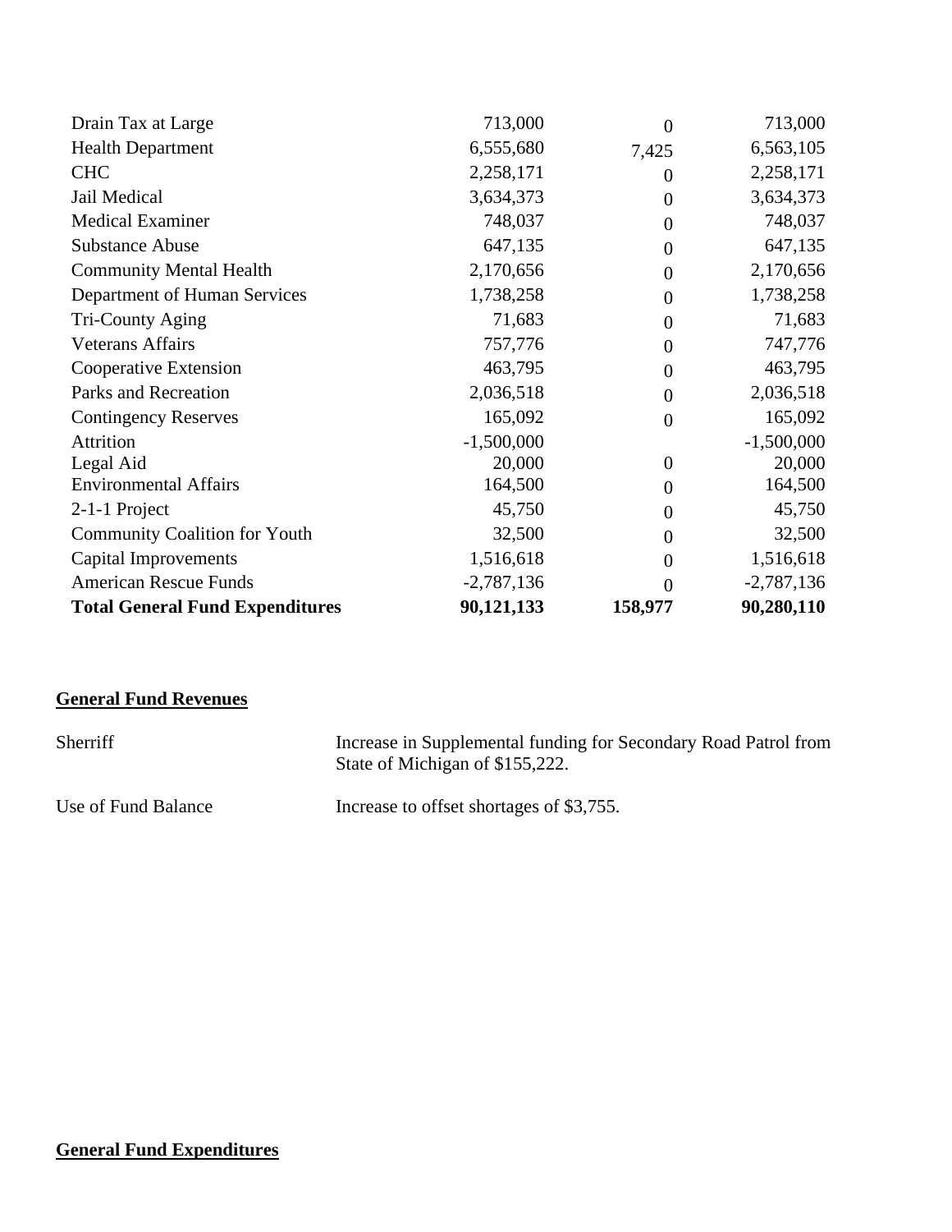| | | | |
|---|---|---|---|
| Drain Tax at Large | 713,000 | 0 | 713,000 |
| Health Department | 6,555,680 | 7,425 | 6,563,105 |
| CHC | 2,258,171 | 0 | 2,258,171 |
| Jail Medical | 3,634,373 | 0 | 3,634,373 |
| Medical Examiner | 748,037 | 0 | 748,037 |
| Substance Abuse | 647,135 | 0 | 647,135 |
| Community Mental Health | 2,170,656 | 0 | 2,170,656 |
| Department of Human Services | 1,738,258 | 0 | 1,738,258 |
| Tri-County Aging | 71,683 | 0 | 71,683 |
| Veterans Affairs | 757,776 | 0 | 747,776 |
| Cooperative Extension | 463,795 | 0 | 463,795 |
| Parks and Recreation | 2,036,518 | 0 | 2,036,518 |
| Contingency Reserves | 165,092 | 0 | 165,092 |
| Attrition | -1,500,000 | | -1,500,000 |
| Legal Aid | 20,000 | 0 | 20,000 |
| Environmental Affairs | 164,500 | 0 | 164,500 |
| 2-1-1 Project | 45,750 | 0 | 45,750 |
| Community Coalition for Youth | 32,500 | 0 | 32,500 |
| Capital Improvements | 1,516,618 | 0 | 1,516,618 |
| American Rescue Funds | -2,787,136 | 0 | -2,787,136 |
| **Total General Fund Expenditures** | **90,121,133** | **158,977** | **90,280,110** |

**General Fund Revenues**

| | |
|---|---|
| Sherriff | Increase in Supplemental funding for Secondary Road Patrol from State of Michigan of $155,222. |
| Use of Fund Balance | Increase to offset shortages of $3,755. |

**General Fund Expenditures**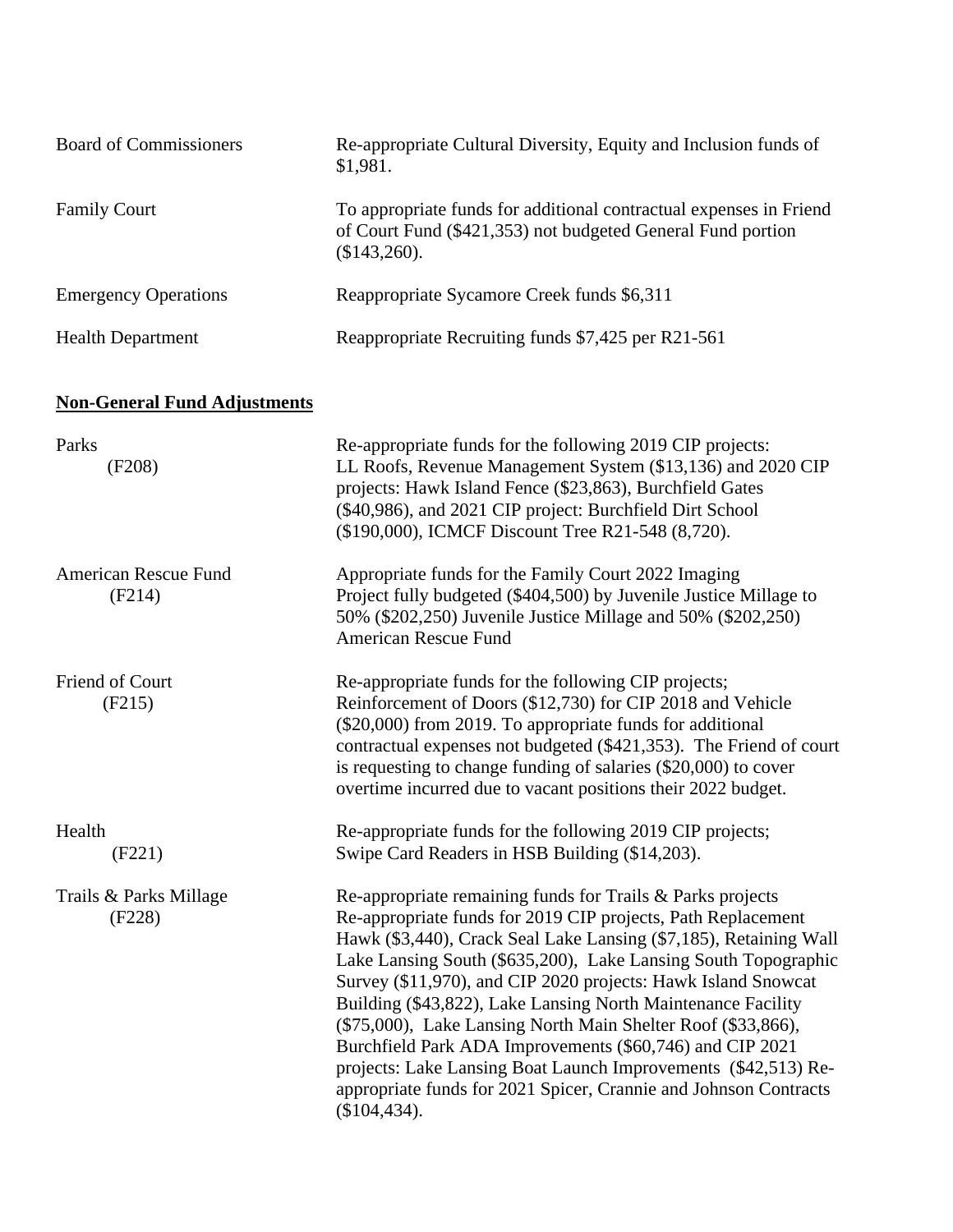| | |
|---|---|
| Board of Commissioners | Re-appropriate Cultural Diversity, Equity and Inclusion funds of $1,981. |
| Family Court | To appropriate funds for additional contractual expenses in Friend of Court Fund ($421,353) not budgeted General Fund portion ($143,260). |
| Emergency Operations | Reappropriate Sycamore Creek funds $6,311 |
| Health Department | Reappropriate Recruiting funds $7,425 per R21-561 |

**Non-General Fund Adjustments**

| | |
|---|---|
| Parks (F208) | Re-appropriate funds for the following 2019 CIP projects: LL Roofs, Revenue Management System ($13,136) and 2020 CIP projects: Hawk Island Fence ($23,863), Burchfield Gates ($40,986), and 2021 CIP project: Burchfield Dirt School ($190,000), ICMCF Discount Tree R21-548 (8,720). |
| American Rescue Fund (F214) | Appropriate funds for the Family Court 2022 Imaging Project fully budgeted ($404,500) by Juvenile Justice Millage to 50% ($202,250) Juvenile Justice Millage and 50% ($202,250) American Rescue Fund |
| Friend of Court (F215) | Re-appropriate funds for the following CIP projects; Reinforcement of Doors ($12,730) for CIP 2018 and Vehicle ($20,000) from 2019. To appropriate funds for additional contractual expenses not budgeted ($421,353). The Friend of court is requesting to change funding of salaries ($20,000) to cover overtime incurred due to vacant positions their 2022 budget. |
| Health (F221) | Re-appropriate funds for the following 2019 CIP projects; Swipe Card Readers in HSB Building ($14,203). |
| Trails & Parks Millage (F228) | Re-appropriate remaining funds for Trails & Parks projects Re-appropriate funds for 2019 CIP projects, Path Replacement Hawk ($3,440), Crack Seal Lake Lansing ($7,185), Retaining Wall Lake Lansing South ($635,200), Lake Lansing South Topographic Survey ($11,970), and CIP 2020 projects: Hawk Island Snowcat Building ($43,822), Lake Lansing North Maintenance Facility ($75,000), Lake Lansing North Main Shelter Roof ($33,866), Burchfield Park ADA Improvements ($60,746) and CIP 2021 projects: Lake Lansing Boat Launch Improvements ($42,513) Re-appropriate funds for 2021 Spicer, Crannie and Johnson Contracts ($104,434). |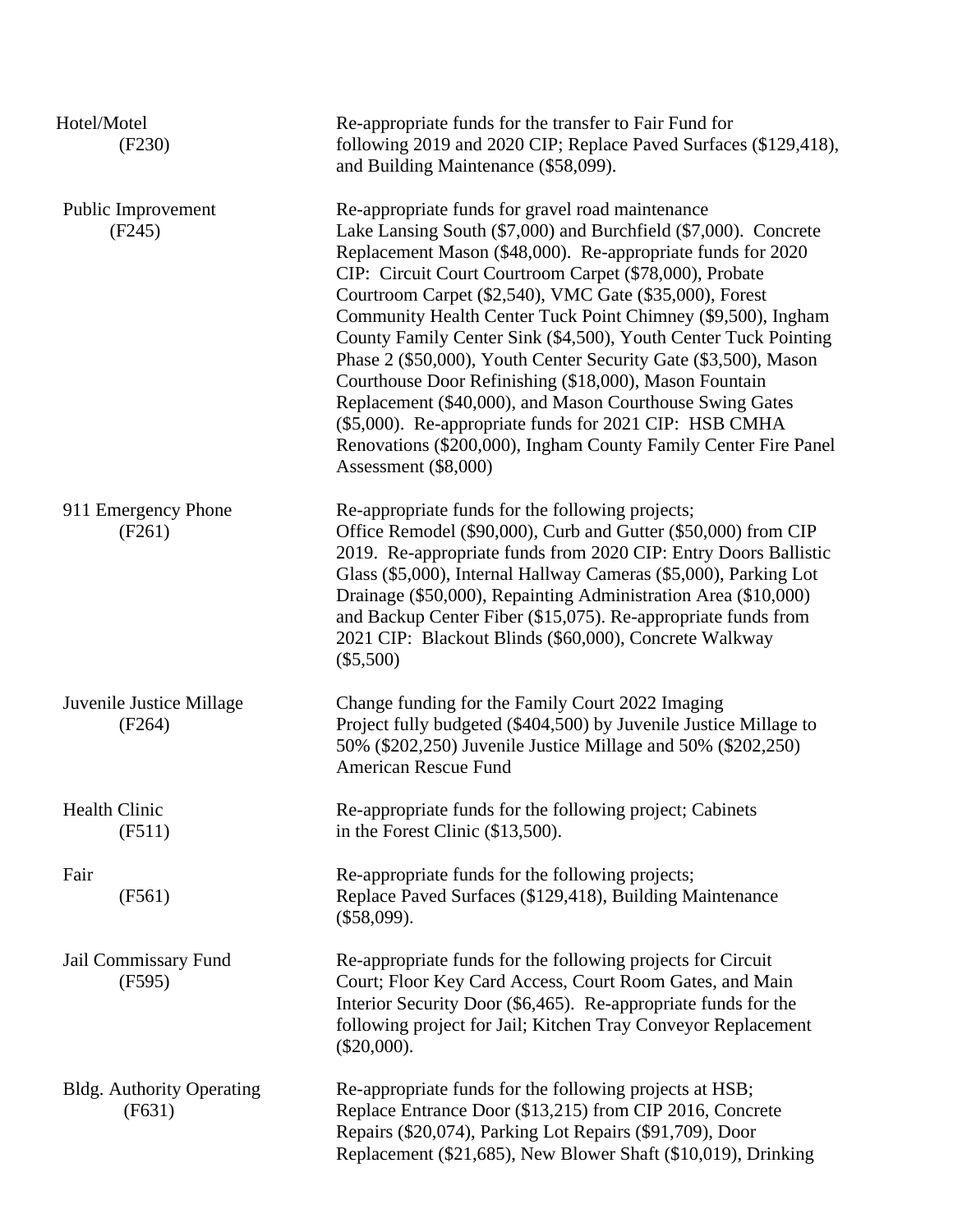| Fund | Description |
|---|---|
| Hotel/Motel (F230) | Re-appropriate funds for the transfer to Fair Fund for following 2019 and 2020 CIP; Replace Paved Surfaces ($129,418), and Building Maintenance ($58,099). |
| Public Improvement (F245) | Re-appropriate funds for gravel road maintenance Lake Lansing South ($7,000) and Burchfield ($7,000). Concrete Replacement Mason ($48,000). Re-appropriate funds for 2020 CIP: Circuit Court Courtroom Carpet ($78,000), Probate Courtroom Carpet ($2,540), VMC Gate ($35,000), Forest Community Health Center Tuck Point Chimney ($9,500), Ingham County Family Center Sink ($4,500), Youth Center Tuck Pointing Phase 2 ($50,000), Youth Center Security Gate ($3,500), Mason Courthouse Door Refinishing ($18,000), Mason Fountain Replacement ($40,000), and Mason Courthouse Swing Gates ($5,000). Re-appropriate funds for 2021 CIP: HSB CMHA Renovations ($200,000), Ingham County Family Center Fire Panel Assessment ($8,000) |
| 911 Emergency Phone (F261) | Re-appropriate funds for the following projects; Office Remodel ($90,000), Curb and Gutter ($50,000) from CIP 2019. Re-appropriate funds from 2020 CIP: Entry Doors Ballistic Glass ($5,000), Internal Hallway Cameras ($5,000), Parking Lot Drainage ($50,000), Repainting Administration Area ($10,000) and Backup Center Fiber ($15,075). Re-appropriate funds from 2021 CIP: Blackout Blinds ($60,000), Concrete Walkway ($5,500) |
| Juvenile Justice Millage (F264) | Change funding for the Family Court 2022 Imaging Project fully budgeted ($404,500) by Juvenile Justice Millage to 50% ($202,250) Juvenile Justice Millage and 50% ($202,250) American Rescue Fund |
| Health Clinic (F511) | Re-appropriate funds for the following project; Cabinets in the Forest Clinic ($13,500). |
| Fair (F561) | Re-appropriate funds for the following projects; Replace Paved Surfaces ($129,418), Building Maintenance ($58,099). |
| Jail Commissary Fund (F595) | Re-appropriate funds for the following projects for Circuit Court; Floor Key Card Access, Court Room Gates, and Main Interior Security Door ($6,465). Re-appropriate funds for the following project for Jail; Kitchen Tray Conveyor Replacement ($20,000). |
| Bldg. Authority Operating (F631) | Re-appropriate funds for the following projects at HSB; Replace Entrance Door ($13,215) from CIP 2016, Concrete Repairs ($20,074), Parking Lot Repairs ($91,709), Door Replacement ($21,685), New Blower Shaft ($10,019), Drinking |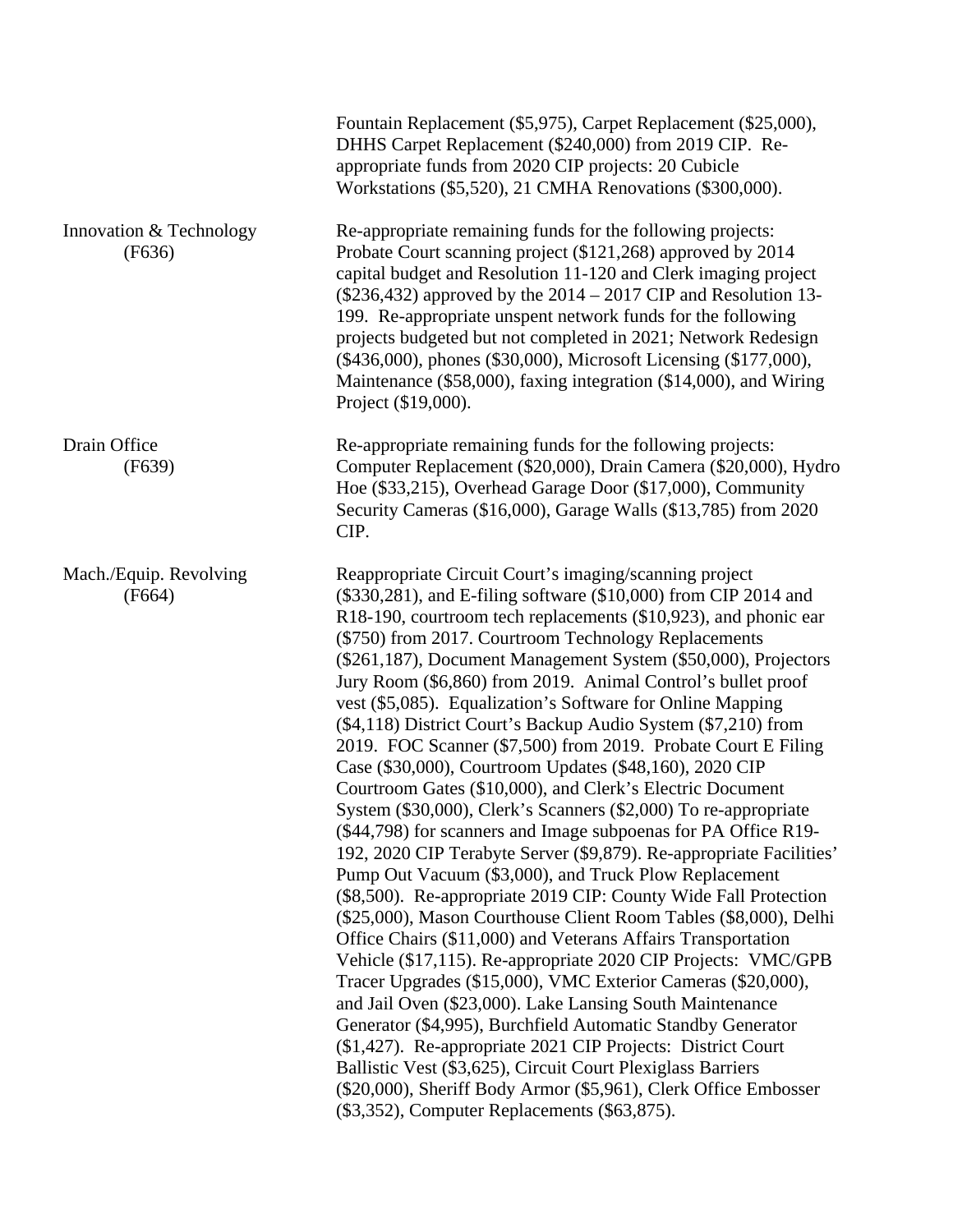| | |
|---|---|
| | Fountain Replacement ($5,975), Carpet Replacement ($25,000), DHHS Carpet Replacement ($240,000) from 2019 CIP. Re-appropriate funds from 2020 CIP projects: 20 Cubicle Workstations ($5,520), 21 CMHA Renovations ($300,000). |
| Innovation & Technology (F636) | Re-appropriate remaining funds for the following projects: Probate Court scanning project ($121,268) approved by 2014 capital budget and Resolution 11-120 and Clerk imaging project ($236,432) approved by the 2014 – 2017 CIP and Resolution 13-199. Re-appropriate unspent network funds for the following projects budgeted but not completed in 2021; Network Redesign ($436,000), phones ($30,000), Microsoft Licensing ($177,000), Maintenance ($58,000), faxing integration ($14,000), and Wiring Project ($19,000). |
| Drain Office (F639) | Re-appropriate remaining funds for the following projects: Computer Replacement ($20,000), Drain Camera ($20,000), Hydro Hoe ($33,215), Overhead Garage Door ($17,000), Community Security Cameras ($16,000), Garage Walls ($13,785) from 2020 CIP. |
| Mach./Equip. Revolving (F664) | Reappropriate Circuit Court's imaging/scanning project ($330,281), and E-filing software ($10,000) from CIP 2014 and R18-190, courtroom tech replacements ($10,923), and phonic ear ($750) from 2017. Courtroom Technology Replacements ($261,187), Document Management System ($50,000), Projectors Jury Room ($6,860) from 2019. Animal Control's bullet proof vest ($5,085). Equalization's Software for Online Mapping ($4,118) District Court's Backup Audio System ($7,210) from 2019. FOC Scanner ($7,500) from 2019. Probate Court E Filing Case ($30,000), Courtroom Updates ($48,160), 2020 CIP Courtroom Gates ($10,000), and Clerk's Electric Document System ($30,000), Clerk's Scanners ($2,000) To re-appropriate ($44,798) for scanners and Image subpoenas for PA Office R19-192, 2020 CIP Terabyte Server ($9,879). Re-appropriate Facilities' Pump Out Vacuum ($3,000), and Truck Plow Replacement ($8,500). Re-appropriate 2019 CIP: County Wide Fall Protection ($25,000), Mason Courthouse Client Room Tables ($8,000), Delhi Office Chairs ($11,000) and Veterans Affairs Transportation Vehicle ($17,115). Re-appropriate 2020 CIP Projects: VMC/GPB Tracer Upgrades ($15,000), VMC Exterior Cameras ($20,000), and Jail Oven ($23,000). Lake Lansing South Maintenance Generator ($4,995), Burchfield Automatic Standby Generator ($1,427). Re-appropriate 2021 CIP Projects: District Court Ballistic Vest ($3,625), Circuit Court Plexiglass Barriers ($20,000), Sheriff Body Armor ($5,961), Clerk Office Embosser ($3,352), Computer Replacements ($63,875). |